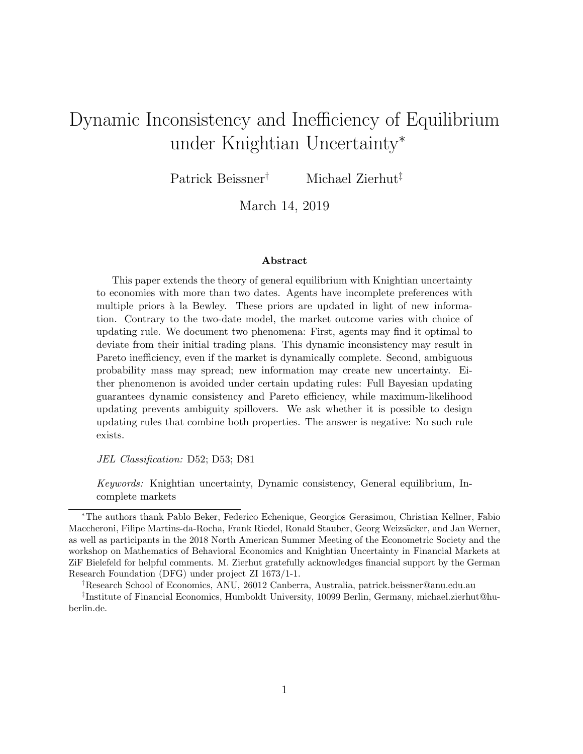# Dynamic Inconsistency and Inefficiency of Equilibrium under Knightian Uncertainty[*]

Patrick Beissner[†] Michael Zierhut[‡]

March 14, 2019

### Abstract

This paper extends the theory of general equilibrium with Knightian uncertainty to economies with more than two dates. Agents have incomplete preferences with multiple priors à la Bewley. These priors are updated in light of new information. Contrary to the two-date model, the market outcome varies with choice of updating rule. We document two phenomena: First, agents may find it optimal to deviate from their initial trading plans. This dynamic inconsistency may result in Pareto inefficiency, even if the market is dynamically complete. Second, ambiguous probability mass may spread; new information may create new uncertainty. Either phenomenon is avoided under certain updating rules: Full Bayesian updating guarantees dynamic consistency and Pareto efficiency, while maximum-likelihood updating prevents ambiguity spillovers. We ask whether it is possible to design updating rules that combine both properties. The answer is negative: No such rule exists.

*JEL Classification:* D52; D53; D81

*Keywords:* Knightian uncertainty, Dynamic consistency, General equilibrium, Incomplete markets

---

[*]The authors thank Pablo Beker, Federico Echenique, Georgios Gerasimou, Christian Kellner, Fabio Maccheroni, Filipe Martins-da-Rocha, Frank Riedel, Ronald Stauber, Georg Weizsäcker, and Jan Werner, as well as participants in the 2018 North American Summer Meeting of the Econometric Society and the workshop on Mathematics of Behavioral Economics and Knightian Uncertainty in Financial Markets at ZiF Bielefeld for helpful comments. M. Zierhut gratefully acknowledges financial support by the German Research Foundation (DFG) under project ZI 1673/1-1.

[†]Research School of Economics, ANU, 26012 Canberra, Australia, patrick.beissner@anu.edu.au

[‡]Institute of Financial Economics, Humboldt University, 10099 Berlin, Germany, michael.zierhut@hu-berlin.de.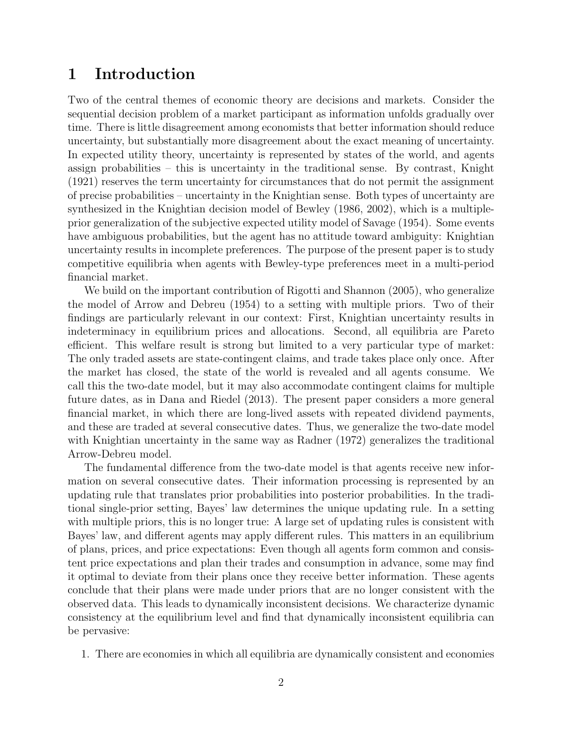# 1 Introduction

Two of the central themes of economic theory are decisions and markets. Consider the sequential decision problem of a market participant as information unfolds gradually over time. There is little disagreement among economists that better information should reduce uncertainty, but substantially more disagreement about the exact meaning of uncertainty. In expected utility theory, uncertainty is represented by states of the world, and agents assign probabilities – this is uncertainty in the traditional sense. By contrast, Knight (1921) reserves the term uncertainty for circumstances that do not permit the assignment of precise probabilities – uncertainty in the Knightian sense. Both types of uncertainty are synthesized in the Knightian decision model of Bewley (1986, 2002), which is a multiple-prior generalization of the subjective expected utility model of Savage (1954). Some events have ambiguous probabilities, but the agent has no attitude toward ambiguity: Knightian uncertainty results in incomplete preferences. The purpose of the present paper is to study competitive equilibria when agents with Bewley-type preferences meet in a multi-period financial market.

We build on the important contribution of Rigotti and Shannon (2005), who generalize the model of Arrow and Debreu (1954) to a setting with multiple priors. Two of their findings are particularly relevant in our context: First, Knightian uncertainty results in indeterminacy in equilibrium prices and allocations. Second, all equilibria are Pareto efficient. This welfare result is strong but limited to a very particular type of market: The only traded assets are state-contingent claims, and trade takes place only once. After the market has closed, the state of the world is revealed and all agents consume. We call this the two-date model, but it may also accommodate contingent claims for multiple future dates, as in Dana and Riedel (2013). The present paper considers a more general financial market, in which there are long-lived assets with repeated dividend payments, and these are traded at several consecutive dates. Thus, we generalize the two-date model with Knightian uncertainty in the same way as Radner (1972) generalizes the traditional Arrow-Debreu model.

The fundamental difference from the two-date model is that agents receive new information on several consecutive dates. Their information processing is represented by an updating rule that translates prior probabilities into posterior probabilities. In the traditional single-prior setting, Bayes' law determines the unique updating rule. In a setting with multiple priors, this is no longer true: A large set of updating rules is consistent with Bayes' law, and different agents may apply different rules. This matters in an equilibrium of plans, prices, and price expectations: Even though all agents form common and consistent price expectations and plan their trades and consumption in advance, some may find it optimal to deviate from their plans once they receive better information. These agents conclude that their plans were made under priors that are no longer consistent with the observed data. This leads to dynamically inconsistent decisions. We characterize dynamic consistency at the equilibrium level and find that dynamically inconsistent equilibria can be pervasive:

1. There are economies in which all equilibria are dynamically consistent and economies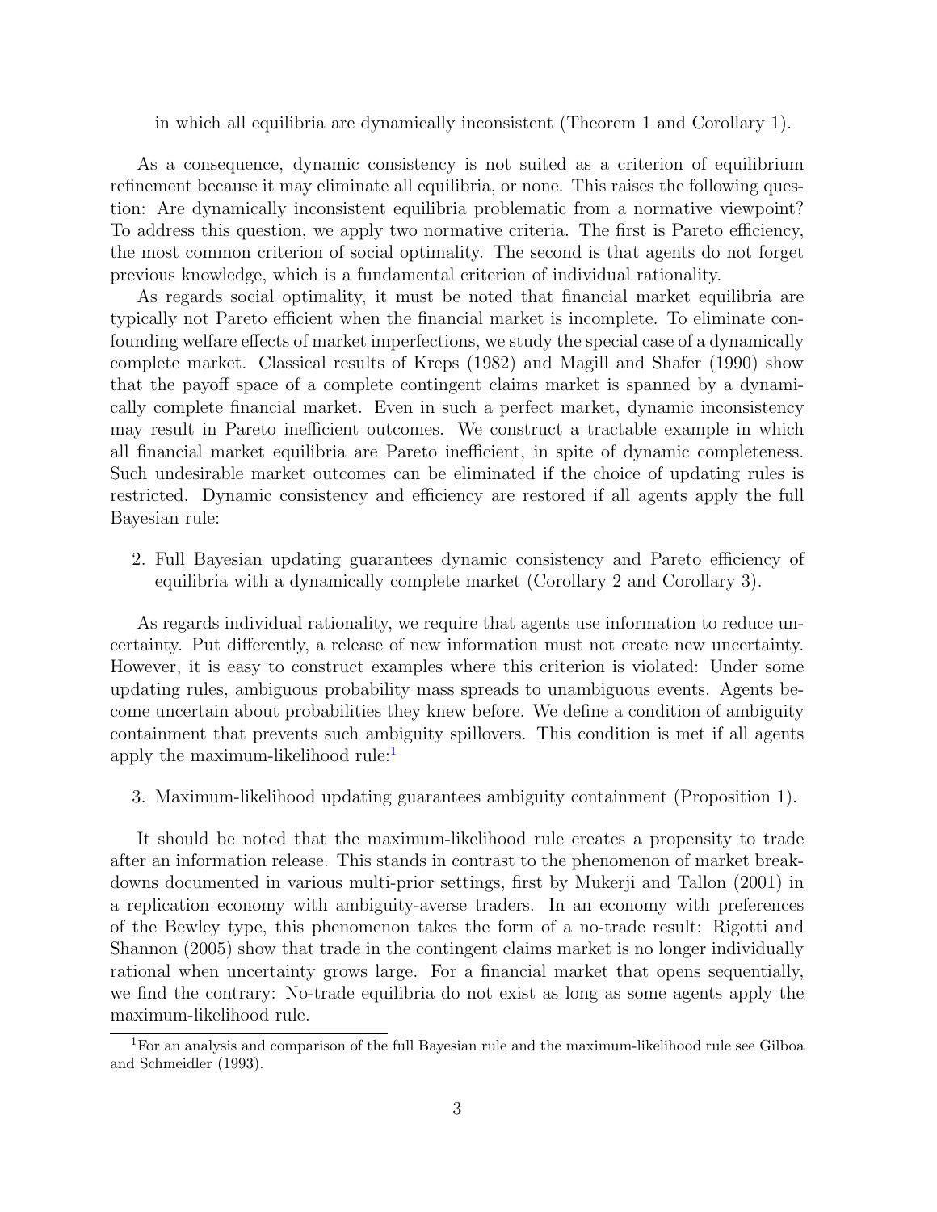in which all equilibria are dynamically inconsistent (Theorem 1 and Corollary 1).

As a consequence, dynamic consistency is not suited as a criterion of equilibrium refinement because it may eliminate all equilibria, or none. This raises the following question: Are dynamically inconsistent equilibria problematic from a normative viewpoint? To address this question, we apply two normative criteria. The first is Pareto efficiency, the most common criterion of social optimality. The second is that agents do not forget previous knowledge, which is a fundamental criterion of individual rationality.

As regards social optimality, it must be noted that financial market equilibria are typically not Pareto efficient when the financial market is incomplete. To eliminate confounding welfare effects of market imperfections, we study the special case of a dynamically complete market. Classical results of Kreps (1982) and Magill and Shafer (1990) show that the payoff space of a complete contingent claims market is spanned by a dynamically complete financial market. Even in such a perfect market, dynamic inconsistency may result in Pareto inefficient outcomes. We construct a tractable example in which all financial market equilibria are Pareto inefficient, in spite of dynamic completeness. Such undesirable market outcomes can be eliminated if the choice of updating rules is restricted. Dynamic consistency and efficiency are restored if all agents apply the full Bayesian rule:

2. Full Bayesian updating guarantees dynamic consistency and Pareto efficiency of equilibria with a dynamically complete market (Corollary 2 and Corollary 3).

As regards individual rationality, we require that agents use information to reduce uncertainty. Put differently, a release of new information must not create new uncertainty. However, it is easy to construct examples where this criterion is violated: Under some updating rules, ambiguous probability mass spreads to unambiguous events. Agents become uncertain about probabilities they knew before. We define a condition of ambiguity containment that prevents such ambiguity spillovers. This condition is met if all agents apply the maximum-likelihood rule:[1]

3. Maximum-likelihood updating guarantees ambiguity containment (Proposition 1).

It should be noted that the maximum-likelihood rule creates a propensity to trade after an information release. This stands in contrast to the phenomenon of market breakdowns documented in various multi-prior settings, first by Mukerji and Tallon (2001) in a replication economy with ambiguity-averse traders. In an economy with preferences of the Bewley type, this phenomenon takes the form of a no-trade result: Rigotti and Shannon (2005) show that trade in the contingent claims market is no longer individually rational when uncertainty grows large. For a financial market that opens sequentially, we find the contrary: No-trade equilibria do not exist as long as some agents apply the maximum-likelihood rule.

[1] For an analysis and comparison of the full Bayesian rule and the maximum-likelihood rule see Gilboa and Schmeidler (1993).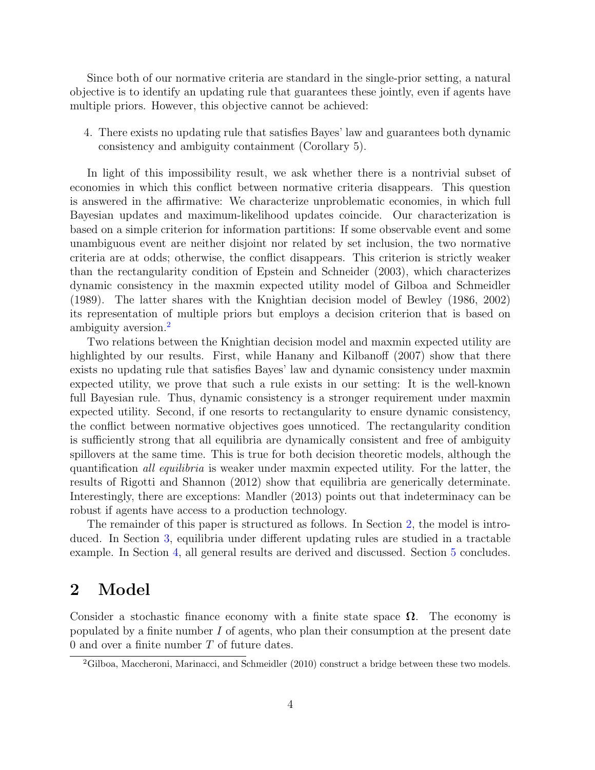Since both of our normative criteria are standard in the single-prior setting, a natural objective is to identify an updating rule that guarantees these jointly, even if agents have multiple priors. However, this objective cannot be achieved:

4. There exists no updating rule that satisfies Bayes' law and guarantees both dynamic consistency and ambiguity containment (Corollary 5).

In light of this impossibility result, we ask whether there is a nontrivial subset of economies in which this conflict between normative criteria disappears. This question is answered in the affirmative: We characterize unproblematic economies, in which full Bayesian updates and maximum-likelihood updates coincide. Our characterization is based on a simple criterion for information partitions: If some observable event and some unambiguous event are neither disjoint nor related by set inclusion, the two normative criteria are at odds; otherwise, the conflict disappears. This criterion is strictly weaker than the rectangularity condition of Epstein and Schneider (2003), which characterizes dynamic consistency in the maxmin expected utility model of Gilboa and Schmeidler (1989). The latter shares with the Knightian decision model of Bewley (1986, 2002) its representation of multiple priors but employs a decision criterion that is based on ambiguity aversion.[2]

Two relations between the Knightian decision model and maxmin expected utility are highlighted by our results. First, while Hanany and Kilbanoff (2007) show that there exists no updating rule that satisfies Bayes' law and dynamic consistency under maxmin expected utility, we prove that such a rule exists in our setting: It is the well-known full Bayesian rule. Thus, dynamic consistency is a stronger requirement under maxmin expected utility. Second, if one resorts to rectangularity to ensure dynamic consistency, the conflict between normative objectives goes unnoticed. The rectangularity condition is sufficiently strong that all equilibria are dynamically consistent and free of ambiguity spillovers at the same time. This is true for both decision theoretic models, although the quantification *all equilibria* is weaker under maxmin expected utility. For the latter, the results of Rigotti and Shannon (2012) show that equilibria are generically determinate. Interestingly, there are exceptions: Mandler (2013) points out that indeterminacy can be robust if agents have access to a production technology.

The remainder of this paper is structured as follows. In Section 2, the model is introduced. In Section 3, equilibria under different updating rules are studied in a tractable example. In Section 4, all general results are derived and discussed. Section 5 concludes.

# 2 Model

Consider a stochastic finance economy with a finite state space $\mathbf{\Omega}$. The economy is populated by a finite number $I$ of agents, who plan their consumption at the present date 0 and over a finite number $T$ of future dates.

[2] Gilboa, Maccheroni, Marinacci, and Schmeidler (2010) construct a bridge between these two models.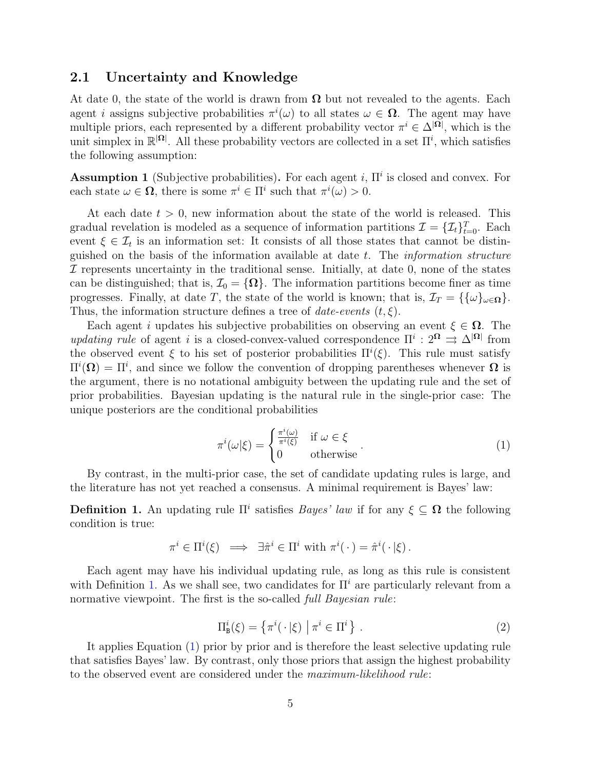### 2.1 Uncertainty and Knowledge

At date 0, the state of the world is drawn from $\mathbf{\Omega}$ but not revealed to the agents. Each agent $i$ assigns subjective probabilities $\pi^i(\omega)$ to all states $\omega \in \mathbf{\Omega}$. The agent may have multiple priors, each represented by a different probability vector $\pi^i \in \Delta^{|\mathbf{\Omega}|}$, which is the unit simplex in $\mathbb{R}^{|\mathbf{\Omega}|}$. All these probability vectors are collected in a set $\Pi^i$, which satisfies the following assumption:

**Assumption 1** (Subjective probabilities)**.** For each agent $i$, $\Pi^i$ is closed and convex. For each state $\omega \in \mathbf{\Omega}$, there is some $\pi^i \in \Pi^i$ such that $\pi^i(\omega) > 0$.

At each date $t > 0$, new information about the state of the world is released. This gradual revelation is modeled as a sequence of information partitions $\mathcal{I} = \{\mathcal{I}_t\}_{t=0}^T$. Each event $\xi \in \mathcal{I}_t$ is an information set: It consists of all those states that cannot be distinguished on the basis of the information available at date $t$. The *information structure* $\mathcal{I}$ represents uncertainty in the traditional sense. Initially, at date 0, none of the states can be distinguished; that is, $\mathcal{I}_0 = \{\mathbf{\Omega}\}$. The information partitions become finer as time progresses. Finally, at date $T$, the state of the world is known; that is, $\mathcal{I}_T = \{\{\omega\}_{\omega \in \mathbf{\Omega}}\}$. Thus, the information structure defines a tree of *date-events* $(t, \xi)$.

Each agent $i$ updates his subjective probabilities on observing an event $\xi \in \mathbf{\Omega}$. The *updating rule* of agent $i$ is a closed-convex-valued correspondence $\Pi^i : 2^{\mathbf{\Omega}} \rightrightarrows \Delta^{|\mathbf{\Omega}|}$ from the observed event $\xi$ to his set of posterior probabilities $\Pi^i(\xi)$. This rule must satisfy $\Pi^i(\mathbf{\Omega}) = \Pi^i$, and since we follow the convention of dropping parentheses whenever $\mathbf{\Omega}$ is the argument, there is no notational ambiguity between the updating rule and the set of prior probabilities. Bayesian updating is the natural rule in the single-prior case: The unique posteriors are the conditional probabilities

$$
\pi^i(\omega|\xi) = \begin{cases} \frac{\pi^i(\omega)}{\pi^i(\xi)} & \text{if } \omega \in \xi \\ 0 & \text{otherwise} \end{cases} . \tag{1}
$$

By contrast, in the multi-prior case, the set of candidate updating rules is large, and the literature has not yet reached a consensus. A minimal requirement is Bayes' law:

**Definition 1.** An updating rule $\Pi^i$ satisfies *Bayes' law* if for any $\xi \subseteq \mathbf{\Omega}$ the following condition is true:

$$
\pi^i \in \Pi^i(\xi) \implies \exists \hat{\pi}^i \in \Pi^i \text{ with } \pi^i(\,\cdot\,) = \hat{\pi}^i(\,\cdot\,|\xi)\,.
$$

Each agent may have his individual updating rule, as long as this rule is consistent with Definition 1. As we shall see, two candidates for $\Pi^i$ are particularly relevant from a normative viewpoint. The first is the so-called *full Bayesian rule*:

$$
\Pi^i_{\mathtt{B}}(\xi) = \left\{ \pi^i(\,\cdot\,|\xi) \;\middle|\; \pi^i \in \Pi^i \right\} . \tag{2}
$$

It applies Equation (1) prior by prior and is therefore the least selective updating rule that satisfies Bayes' law. By contrast, only those priors that assign the highest probability to the observed event are considered under the *maximum-likelihood rule*: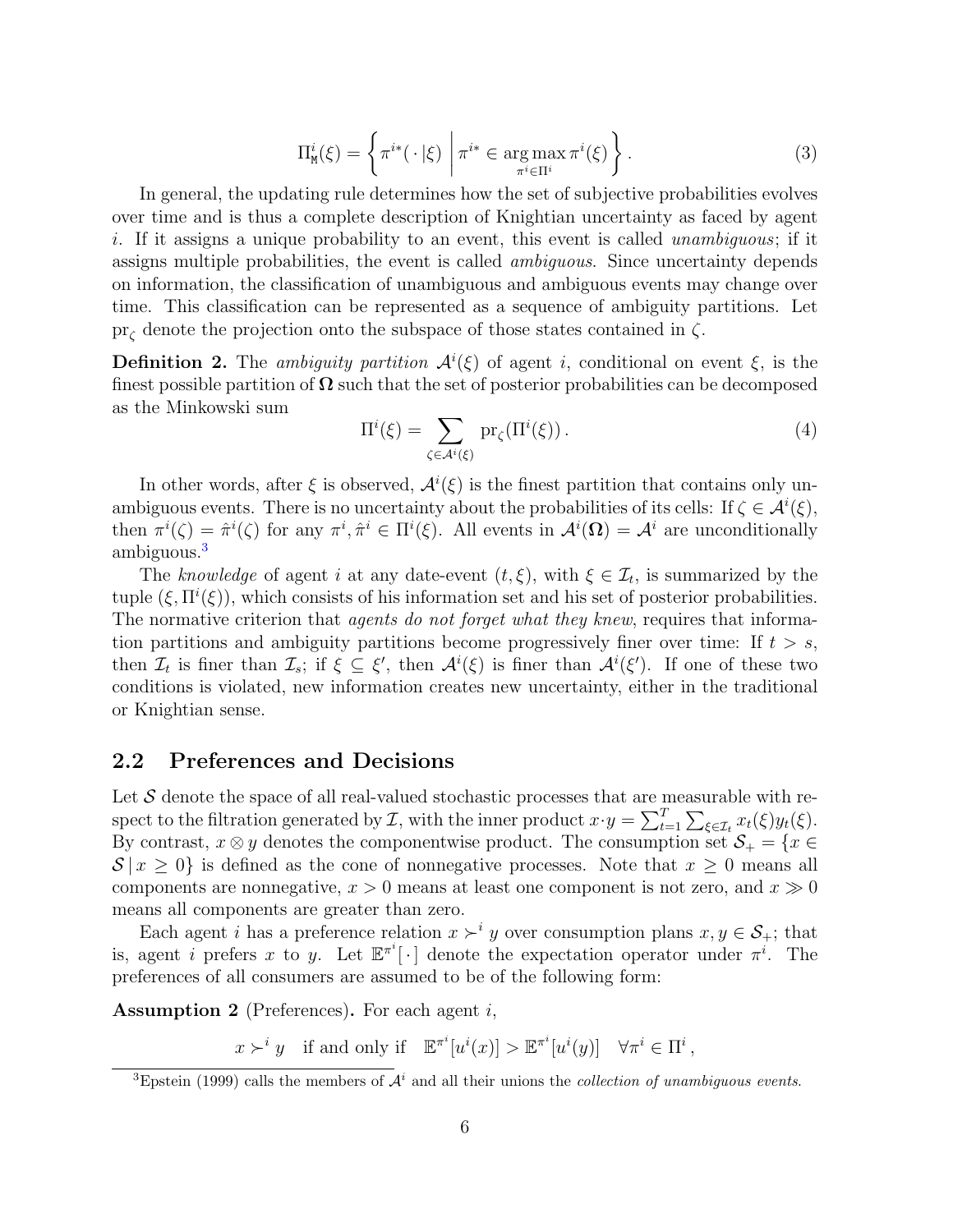$$\Pi^i_{\mathtt{M}}(\xi) = \left\{ \pi^{i*}(\,\cdot\,|\xi) \;\middle|\; \pi^{i*} \in \underset{\pi^i \in \Pi^i}{\arg\max}\, \pi^i(\xi) \right\}. \tag{3}$$

In general, the updating rule determines how the set of subjective probabilities evolves over time and is thus a complete description of Knightian uncertainty as faced by agent $i$. If it assigns a unique probability to an event, this event is called *unambiguous*; if it assigns multiple probabilities, the event is called *ambiguous*. Since uncertainty depends on information, the classification of unambiguous and ambiguous events may change over time. This classification can be represented as a sequence of ambiguity partitions. Let $\mathrm{pr}_\zeta$ denote the projection onto the subspace of those states contained in $\zeta$.

**Definition 2.** The *ambiguity partition* $\mathcal{A}^i(\xi)$ of agent $i$, conditional on event $\xi$, is the finest possible partition of $\mathbf{\Omega}$ such that the set of posterior probabilities can be decomposed as the Minkowski sum

$$\Pi^i(\xi) = \sum_{\zeta \in \mathcal{A}^i(\xi)} \mathrm{pr}_\zeta(\Pi^i(\xi)). \tag{4}$$

In other words, after $\xi$ is observed, $\mathcal{A}^i(\xi)$ is the finest partition that contains only unambiguous events. There is no uncertainty about the probabilities of its cells: If $\zeta \in \mathcal{A}^i(\xi)$, then $\pi^i(\zeta) = \hat{\pi}^i(\zeta)$ for any $\pi^i, \hat{\pi}^i \in \Pi^i(\xi)$. All events in $\mathcal{A}^i(\mathbf{\Omega}) = \mathcal{A}^i$ are unconditionally ambiguous.[3]

The *knowledge* of agent $i$ at any date-event $(t, \xi)$, with $\xi \in \mathcal{I}_t$, is summarized by the tuple $(\xi, \Pi^i(\xi))$, which consists of his information set and his set of posterior probabilities. The normative criterion that *agents do not forget what they knew*, requires that information partitions and ambiguity partitions become progressively finer over time: If $t > s$, then $\mathcal{I}_t$ is finer than $\mathcal{I}_s$; if $\xi \subseteq \xi'$, then $\mathcal{A}^i(\xi)$ is finer than $\mathcal{A}^i(\xi')$. If one of these two conditions is violated, new information creates new uncertainty, either in the traditional or Knightian sense.

## 2.2 Preferences and Decisions

Let $\mathcal{S}$ denote the space of all real-valued stochastic processes that are measurable with respect to the filtration generated by $\mathcal{I}$, with the inner product $x \cdot y = \sum_{t=1}^T \sum_{\xi \in \mathcal{I}_t} x_t(\xi) y_t(\xi)$. By contrast, $x \otimes y$ denotes the componentwise product. The consumption set $\mathcal{S}_+ = \{x \in \mathcal{S} \,|\, x \geq 0\}$ is defined as the cone of nonnegative processes. Note that $x \geq 0$ means all components are nonnegative, $x > 0$ means at least one component is not zero, and $x \gg 0$ means all components are greater than zero.

Each agent $i$ has a preference relation $x \succ^i y$ over consumption plans $x, y \in \mathcal{S}_+$; that is, agent $i$ prefers $x$ to $y$. Let $\mathbb{E}^{\pi^i}[\,\cdot\,]$ denote the expectation operator under $\pi^i$. The preferences of all consumers are assumed to be of the following form:

**Assumption 2** (Preferences)**.** For each agent $i$,

$$x \succ^i y \quad \text{if and only if} \quad \mathbb{E}^{\pi^i}[u^i(x)] > \mathbb{E}^{\pi^i}[u^i(y)] \quad \forall \pi^i \in \Pi^i\,,$$

[3] Epstein (1999) calls the members of $\mathcal{A}^i$ and all their unions the *collection of unambiguous events*.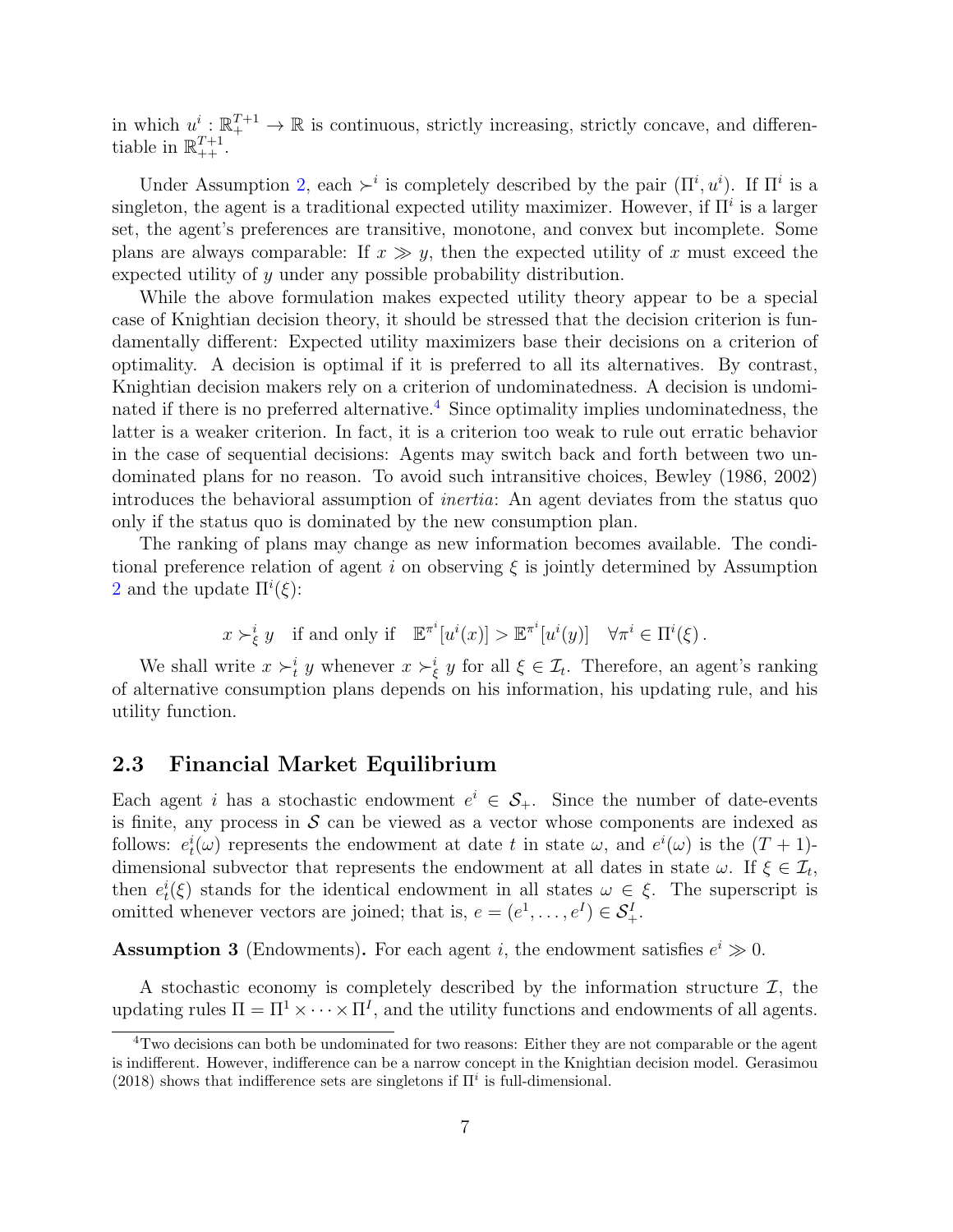in which $u^i : \mathbb{R}_+^{T+1} \to \mathbb{R}$ is continuous, strictly increasing, strictly concave, and differentiable in $\mathbb{R}_{++}^{T+1}$.

Under Assumption 2, each $\succ^i$ is completely described by the pair $(\Pi^i, u^i)$. If $\Pi^i$ is a singleton, the agent is a traditional expected utility maximizer. However, if $\Pi^i$ is a larger set, the agent's preferences are transitive, monotone, and convex but incomplete. Some plans are always comparable: If $x \gg y$, then the expected utility of $x$ must exceed the expected utility of $y$ under any possible probability distribution.

While the above formulation makes expected utility theory appear to be a special case of Knightian decision theory, it should be stressed that the decision criterion is fundamentally different: Expected utility maximizers base their decisions on a criterion of optimality. A decision is optimal if it is preferred to all its alternatives. By contrast, Knightian decision makers rely on a criterion of undominatedness. A decision is undominated if there is no preferred alternative.[4] Since optimality implies undominatedness, the latter is a weaker criterion. In fact, it is a criterion too weak to rule out erratic behavior in the case of sequential decisions: Agents may switch back and forth between two undominated plans for no reason. To avoid such intransitive choices, Bewley (1986, 2002) introduces the behavioral assumption of *inertia*: An agent deviates from the status quo only if the status quo is dominated by the new consumption plan.

The ranking of plans may change as new information becomes available. The conditional preference relation of agent $i$ on observing $\xi$ is jointly determined by Assumption 2 and the update $\Pi^i(\xi)$:

$$x \succ_\xi^i y \quad \text{if and only if} \quad \mathbb{E}^{\pi^i}[u^i(x)] > \mathbb{E}^{\pi^i}[u^i(y)] \quad \forall \pi^i \in \Pi^i(\xi)\,.$$

We shall write $x \succ_t^i y$ whenever $x \succ_\xi^i y$ for all $\xi \in \mathcal{I}_t$. Therefore, an agent's ranking of alternative consumption plans depends on his information, his updating rule, and his utility function.

## 2.3 Financial Market Equilibrium

Each agent $i$ has a stochastic endowment $e^i \in \mathcal{S}_+$. Since the number of date-events is finite, any process in $\mathcal{S}$ can be viewed as a vector whose components are indexed as follows: $e_t^i(\omega)$ represents the endowment at date $t$ in state $\omega$, and $e^i(\omega)$ is the $(T+1)$-dimensional subvector that represents the endowment at all dates in state $\omega$. If $\xi \in \mathcal{I}_t$, then $e_t^i(\xi)$ stands for the identical endowment in all states $\omega \in \xi$. The superscript is omitted whenever vectors are joined; that is, $e = (e^1, \dots, e^I) \in \mathcal{S}_+^I$.

**Assumption 3** (Endowments)**.** For each agent $i$, the endowment satisfies $e^i \gg 0$.

A stochastic economy is completely described by the information structure $\mathcal{I}$, the updating rules $\Pi = \Pi^1 \times \cdots \times \Pi^I$, and the utility functions and endowments of all agents.

[4] Two decisions can both be undominated for two reasons: Either they are not comparable or the agent is indifferent. However, indifference can be a narrow concept in the Knightian decision model. Gerasimou (2018) shows that indifference sets are singletons if $\Pi^i$ is full-dimensional.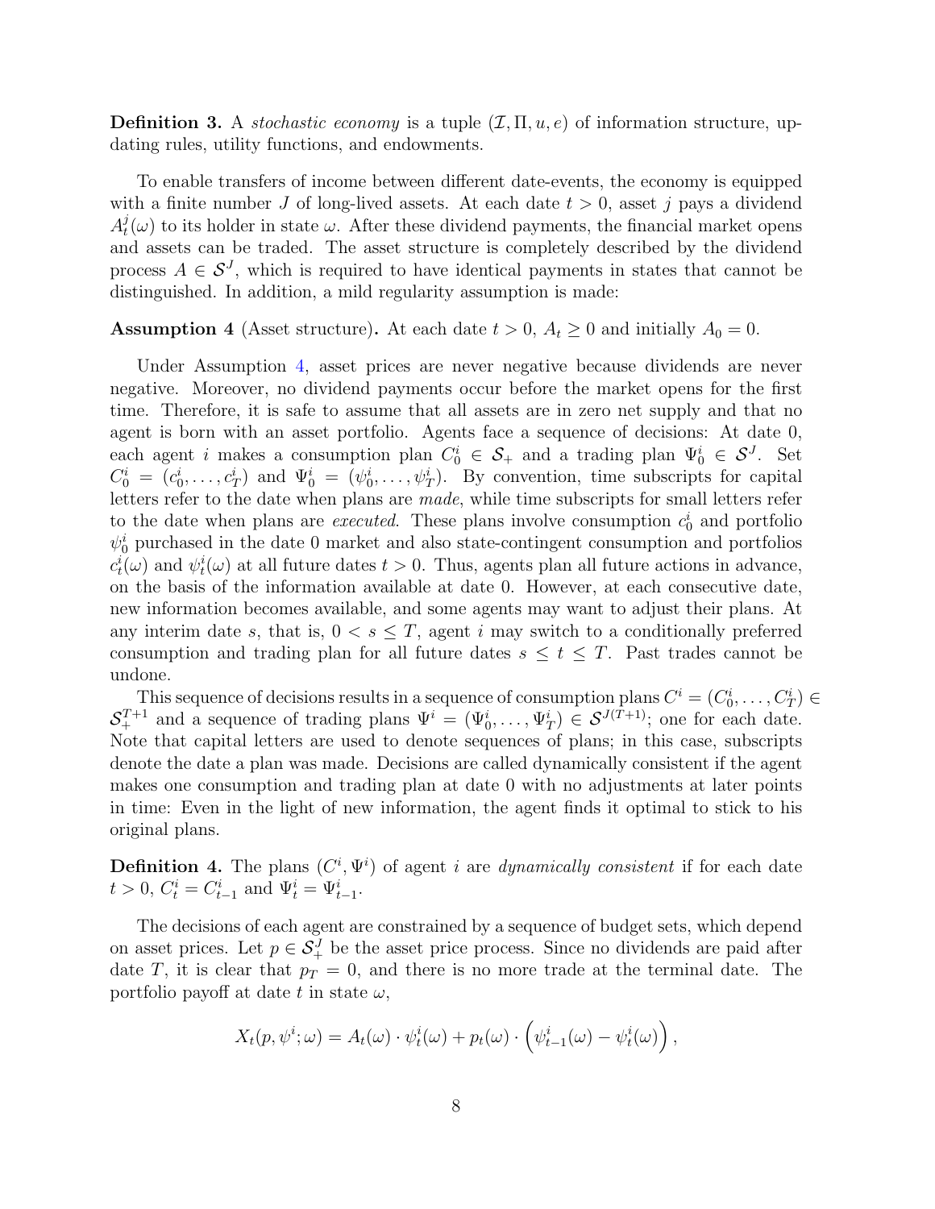**Definition 3.** A *stochastic economy* is a tuple $(\mathcal{I}, \Pi, u, e)$ of information structure, updating rules, utility functions, and endowments.

To enable transfers of income between different date-events, the economy is equipped with a finite number $J$ of long-lived assets. At each date $t > 0$, asset $j$ pays a dividend $A_t^j(\omega)$ to its holder in state $\omega$. After these dividend payments, the financial market opens and assets can be traded. The asset structure is completely described by the dividend process $A \in \mathcal{S}^J$, which is required to have identical payments in states that cannot be distinguished. In addition, a mild regularity assumption is made:

**Assumption 4** (Asset structure)**.** At each date $t > 0$, $A_t \geq 0$ and initially $A_0 = 0$.

Under Assumption 4, asset prices are never negative because dividends are never negative. Moreover, no dividend payments occur before the market opens for the first time. Therefore, it is safe to assume that all assets are in zero net supply and that no agent is born with an asset portfolio. Agents face a sequence of decisions: At date 0, each agent $i$ makes a consumption plan $C_0^i \in \mathcal{S}_+$ and a trading plan $\Psi_0^i \in \mathcal{S}^J$. Set $C_0^i = (c_0^i, \ldots, c_T^i)$ and $\Psi_0^i = (\psi_0^i, \ldots, \psi_T^i)$. By convention, time subscripts for capital letters refer to the date when plans are *made*, while time subscripts for small letters refer to the date when plans are *executed*. These plans involve consumption $c_0^i$ and portfolio $\psi_0^i$ purchased in the date 0 market and also state-contingent consumption and portfolios $c_t^i(\omega)$ and $\psi_t^i(\omega)$ at all future dates $t > 0$. Thus, agents plan all future actions in advance, on the basis of the information available at date 0. However, at each consecutive date, new information becomes available, and some agents may want to adjust their plans. At any interim date $s$, that is, $0 < s \leq T$, agent $i$ may switch to a conditionally preferred consumption and trading plan for all future dates $s \leq t \leq T$. Past trades cannot be undone.

This sequence of decisions results in a sequence of consumption plans $C^i = (C_0^i, \ldots, C_T^i) \in \mathcal{S}_+^{T+1}$ and a sequence of trading plans $\Psi^i = (\Psi_0^i, \ldots, \Psi_T^i) \in \mathcal{S}^{J(T+1)}$; one for each date. Note that capital letters are used to denote sequences of plans; in this case, subscripts denote the date a plan was made. Decisions are called dynamically consistent if the agent makes one consumption and trading plan at date 0 with no adjustments at later points in time: Even in the light of new information, the agent finds it optimal to stick to his original plans.

**Definition 4.** The plans $(C^i, \Psi^i)$ of agent $i$ are *dynamically consistent* if for each date $t > 0$, $C_t^i = C_{t-1}^i$ and $\Psi_t^i = \Psi_{t-1}^i$.

The decisions of each agent are constrained by a sequence of budget sets, which depend on asset prices. Let $p \in \mathcal{S}_+^J$ be the asset price process. Since no dividends are paid after date $T$, it is clear that $p_T = 0$, and there is no more trade at the terminal date. The portfolio payoff at date $t$ in state $\omega$,

$$X_t(p, \psi^i; \omega) = A_t(\omega) \cdot \psi_t^i(\omega) + p_t(\omega) \cdot \left( \psi_{t-1}^i(\omega) - \psi_t^i(\omega) \right),$$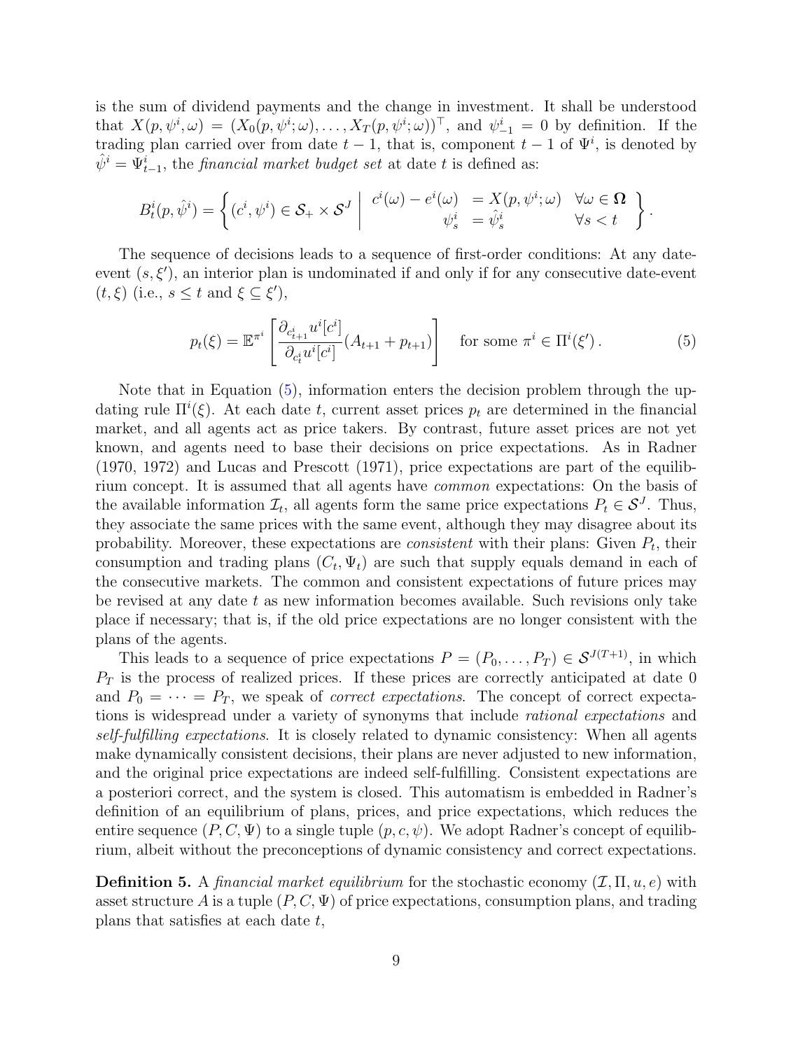is the sum of dividend payments and the change in investment. It shall be understood that $X(p, \psi^i, \omega) = (X_0(p, \psi^i; \omega), \ldots, X_T(p, \psi^i; \omega))^\top$, and $\psi^i_{-1} = 0$ by definition. If the trading plan carried over from date $t-1$, that is, component $t-1$ of $\Psi^i$, is denoted by $\hat{\psi}^i = \Psi^i_{t-1}$, the *financial market budget set* at date $t$ is defined as:

$$
B^i_t(p, \hat{\psi}^i) = \left\{ (c^i, \psi^i) \in \mathcal{S}_+ \times \mathcal{S}^J \;\middle|\; \begin{array}{rll} c^i(\omega) - e^i(\omega) & = X(p, \psi^i; \omega) & \forall \omega \in \mathbf{\Omega} \\ \psi^i_s & = \hat{\psi}^i_s & \forall s < t \end{array} \right\}.
$$

The sequence of decisions leads to a sequence of first-order conditions: At any date-event $(s, \xi')$, an interior plan is undominated if and only if for any consecutive date-event $(t, \xi)$ (i.e., $s \leq t$ and $\xi \subseteq \xi'$),

$$
p_t(\xi) = \mathbb{E}^{\pi^i} \left[ \frac{\partial_{c^i_{t+1}} u^i[c^i]}{\partial_{c^i_t} u^i[c^i]} (A_{t+1} + p_{t+1}) \right] \quad \text{for some } \pi^i \in \Pi^i(\xi'). \tag{5}
$$

Note that in Equation (5), information enters the decision problem through the updating rule $\Pi^i(\xi)$. At each date $t$, current asset prices $p_t$ are determined in the financial market, and all agents act as price takers. By contrast, future asset prices are not yet known, and agents need to base their decisions on price expectations. As in Radner (1970, 1972) and Lucas and Prescott (1971), price expectations are part of the equilibrium concept. It is assumed that all agents have *common* expectations: On the basis of the available information $\mathcal{I}_t$, all agents form the same price expectations $P_t \in \mathcal{S}^J$. Thus, they associate the same prices with the same event, although they may disagree about its probability. Moreover, these expectations are *consistent* with their plans: Given $P_t$, their consumption and trading plans $(C_t, \Psi_t)$ are such that supply equals demand in each of the consecutive markets. The common and consistent expectations of future prices may be revised at any date $t$ as new information becomes available. Such revisions only take place if necessary; that is, if the old price expectations are no longer consistent with the plans of the agents.

This leads to a sequence of price expectations $P = (P_0, \ldots, P_T) \in \mathcal{S}^{J(T+1)}$, in which $P_T$ is the process of realized prices. If these prices are correctly anticipated at date 0 and $P_0 = \cdots = P_T$, we speak of *correct expectations*. The concept of correct expectations is widespread under a variety of synonyms that include *rational expectations* and *self-fulfilling expectations*. It is closely related to dynamic consistency: When all agents make dynamically consistent decisions, their plans are never adjusted to new information, and the original price expectations are indeed self-fulfilling. Consistent expectations are a posteriori correct, and the system is closed. This automatism is embedded in Radner's definition of an equilibrium of plans, prices, and price expectations, which reduces the entire sequence $(P, C, \Psi)$ to a single tuple $(p, c, \psi)$. We adopt Radner's concept of equilibrium, albeit without the preconceptions of dynamic consistency and correct expectations.

**Definition 5.** A *financial market equilibrium* for the stochastic economy $(\mathcal{I}, \Pi, u, e)$ with asset structure $A$ is a tuple $(P, C, \Psi)$ of price expectations, consumption plans, and trading plans that satisfies at each date $t$,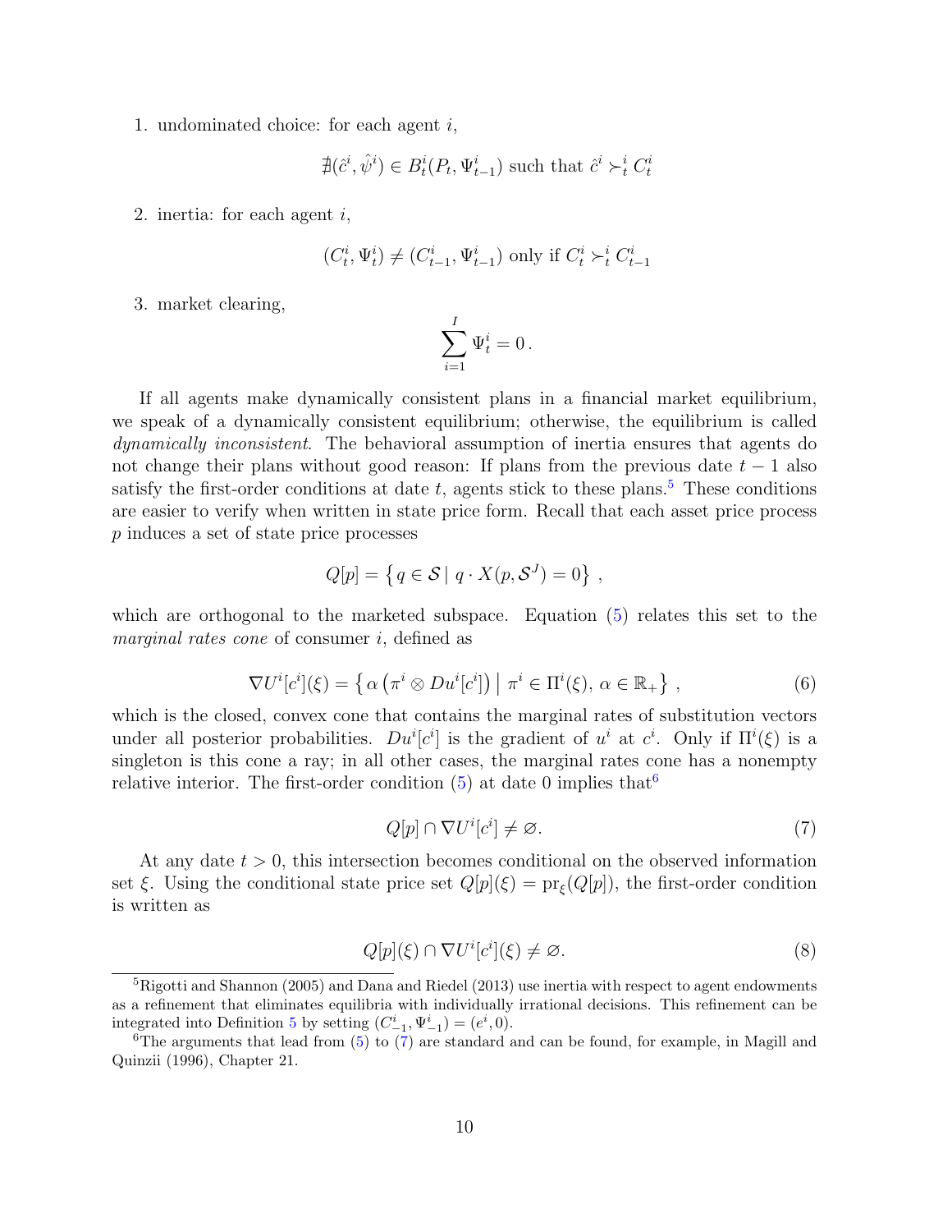1. undominated choice: for each agent $i$,

$$\nexists (\hat{c}^i, \hat{\psi}^i) \in B^i_t(P_t, \Psi^i_{t-1}) \text{ such that } \hat{c}^i \succ^i_t C^i_t$$

2. inertia: for each agent $i$,

$$(C^i_t, \Psi^i_t) \neq (C^i_{t-1}, \Psi^i_{t-1}) \text{ only if } C^i_t \succ^i_t C^i_{t-1}$$

3. market clearing,

$$\sum_{i=1}^{I} \Psi^i_t = 0\,.$$

If all agents make dynamically consistent plans in a financial market equilibrium, we speak of a dynamically consistent equilibrium; otherwise, the equilibrium is called *dynamically inconsistent*. The behavioral assumption of inertia ensures that agents do not change their plans without good reason: If plans from the previous date $t-1$ also satisfy the first-order conditions at date $t$, agents stick to these plans.[5] These conditions are easier to verify when written in state price form. Recall that each asset price process $p$ induces a set of state price processes

$$Q[p] = \left\{ q \in \mathcal{S} \mid q \cdot X(p, \mathcal{S}^J) = 0 \right\}\,,$$

which are orthogonal to the marketed subspace. Equation (5) relates this set to the *marginal rates cone* of consumer $i$, defined as

$$\nabla U^i[c^i](\xi) = \left\{ \alpha \left( \pi^i \otimes Du^i[c^i] \right) \mid \pi^i \in \Pi^i(\xi),\, \alpha \in \mathbb{R}_+ \right\}\,, \tag{6}$$

which is the closed, convex cone that contains the marginal rates of substitution vectors under all posterior probabilities. $Du^i[c^i]$ is the gradient of $u^i$ at $c^i$. Only if $\Pi^i(\xi)$ is a singleton is this cone a ray; in all other cases, the marginal rates cone has a nonempty relative interior. The first-order condition (5) at date 0 implies that[6]

$$Q[p] \cap \nabla U^i[c^i] \neq \varnothing. \tag{7}$$

At any date $t > 0$, this intersection becomes conditional on the observed information set $\xi$. Using the conditional state price set $Q[p](\xi) = \mathrm{pr}_\xi(Q[p])$, the first-order condition is written as

$$Q[p](\xi) \cap \nabla U^i[c^i](\xi) \neq \varnothing. \tag{8}$$

[5] Rigotti and Shannon (2005) and Dana and Riedel (2013) use inertia with respect to agent endowments as a refinement that eliminates equilibria with individually irrational decisions. This refinement can be integrated into Definition 5 by setting $(C^i_{-1}, \Psi^i_{-1}) = (e^i, 0)$.

[6] The arguments that lead from (5) to (7) are standard and can be found, for example, in Magill and Quinzii (1996), Chapter 21.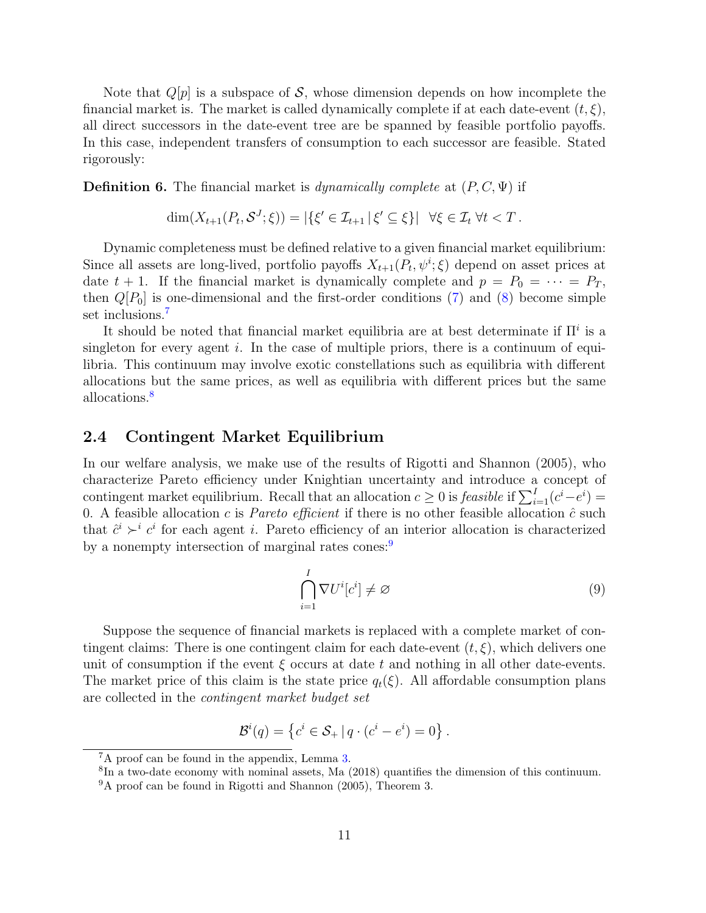Note that $Q[p]$ is a subspace of $\mathcal{S}$, whose dimension depends on how incomplete the financial market is. The market is called dynamically complete if at each date-event $(t, \xi)$, all direct successors in the date-event tree are be spanned by feasible portfolio payoffs. In this case, independent transfers of consumption to each successor are feasible. Stated rigorously:

**Definition 6.** The financial market is *dynamically complete* at $(P, C, \Psi)$ if

$$\dim(X_{t+1}(P_t, \mathcal{S}^J; \xi)) = |\{\xi' \in \mathcal{I}_{t+1} \,|\, \xi' \subseteq \xi\}| \quad \forall \xi \in \mathcal{I}_t \; \forall t < T \,.$$

Dynamic completeness must be defined relative to a given financial market equilibrium: Since all assets are long-lived, portfolio payoffs $X_{t+1}(P_t, \psi^i; \xi)$ depend on asset prices at date $t+1$. If the financial market is dynamically complete and $p = P_0 = \cdots = P_T$, then $Q[P_0]$ is one-dimensional and the first-order conditions (7) and (8) become simple set inclusions.[7]

It should be noted that financial market equilibria are at best determinate if $\Pi^i$ is a singleton for every agent $i$. In the case of multiple priors, there is a continuum of equilibria. This continuum may involve exotic constellations such as equilibria with different allocations but the same prices, as well as equilibria with different prices but the same allocations.[8]

## 2.4 Contingent Market Equilibrium

In our welfare analysis, we make use of the results of Rigotti and Shannon (2005), who characterize Pareto efficiency under Knightian uncertainty and introduce a concept of contingent market equilibrium. Recall that an allocation $c \geq 0$ is *feasible* if $\sum_{i=1}^{I}(c^i - e^i) = 0$. A feasible allocation $c$ is *Pareto efficient* if there is no other feasible allocation $\hat{c}$ such that $\hat{c}^i \succ^i c^i$ for each agent $i$. Pareto efficiency of an interior allocation is characterized by a nonempty intersection of marginal rates cones:[9]

$$\bigcap_{i=1}^{I} \nabla U^i[c^i] \neq \varnothing \tag{9}$$

Suppose the sequence of financial markets is replaced with a complete market of contingent claims: There is one contingent claim for each date-event $(t, \xi)$, which delivers one unit of consumption if the event $\xi$ occurs at date $t$ and nothing in all other date-events. The market price of this claim is the state price $q_t(\xi)$. All affordable consumption plans are collected in the *contingent market budget set*

$$\mathcal{B}^i(q) = \left\{ c^i \in \mathcal{S}_+ \,|\, q \cdot (c^i - e^i) = 0 \right\}.$$

---

[7] A proof can be found in the appendix, Lemma 3.

[8] In a two-date economy with nominal assets, Ma (2018) quantifies the dimension of this continuum.

[9] A proof can be found in Rigotti and Shannon (2005), Theorem 3.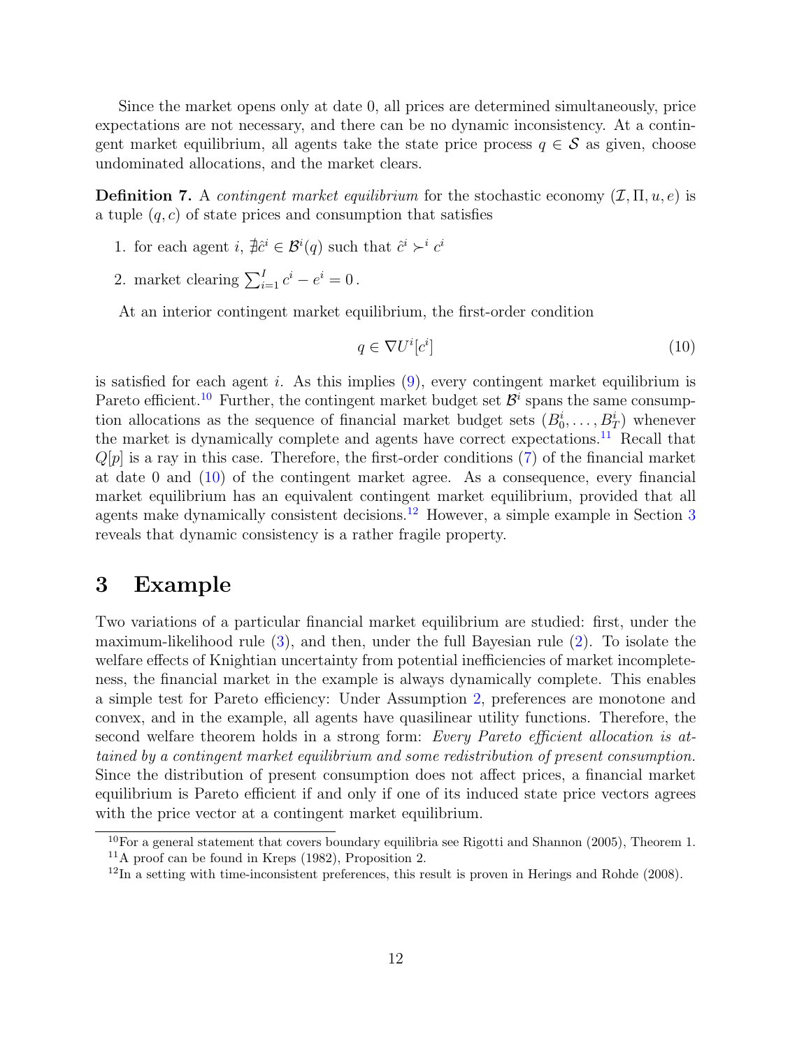Since the market opens only at date 0, all prices are determined simultaneously, price expectations are not necessary, and there can be no dynamic inconsistency. At a contingent market equilibrium, all agents take the state price process $q \in \mathcal{S}$ as given, choose undominated allocations, and the market clears.

**Definition 7.** A *contingent market equilibrium* for the stochastic economy $(\mathcal{I}, \Pi, u, e)$ is a tuple $(q, c)$ of state prices and consumption that satisfies

1. for each agent $i$, $\nexists \hat{c}^i \in \mathcal{B}^i(q)$ such that $\hat{c}^i \succ^i c^i$
2. market clearing $\sum_{i=1}^{I} c^i - e^i = 0$.

At an interior contingent market equilibrium, the first-order condition

$$q \in \nabla U^i[c^i] \tag{10}$$

is satisfied for each agent $i$. As this implies (9), every contingent market equilibrium is Pareto efficient.[10] Further, the contingent market budget set $\mathcal{B}^i$ spans the same consumption allocations as the sequence of financial market budget sets $(B_0^i, \ldots, B_T^i)$ whenever the market is dynamically complete and agents have correct expectations.[11] Recall that $Q[p]$ is a ray in this case. Therefore, the first-order conditions (7) of the financial market at date 0 and (10) of the contingent market agree. As a consequence, every financial market equilibrium has an equivalent contingent market equilibrium, provided that all agents make dynamically consistent decisions.[12] However, a simple example in Section 3 reveals that dynamic consistency is a rather fragile property.

# 3 Example

Two variations of a particular financial market equilibrium are studied: first, under the maximum-likelihood rule (3), and then, under the full Bayesian rule (2). To isolate the welfare effects of Knightian uncertainty from potential inefficiencies of market incompleteness, the financial market in the example is always dynamically complete. This enables a simple test for Pareto efficiency: Under Assumption 2, preferences are monotone and convex, and in the example, all agents have quasilinear utility functions. Therefore, the second welfare theorem holds in a strong form: *Every Pareto efficient allocation is attained by a contingent market equilibrium and some redistribution of present consumption.* Since the distribution of present consumption does not affect prices, a financial market equilibrium is Pareto efficient if and only if one of its induced state price vectors agrees with the price vector at a contingent market equilibrium.

[10] For a general statement that covers boundary equilibria see Rigotti and Shannon (2005), Theorem 1.

[11] A proof can be found in Kreps (1982), Proposition 2.

[12] In a setting with time-inconsistent preferences, this result is proven in Herings and Rohde (2008).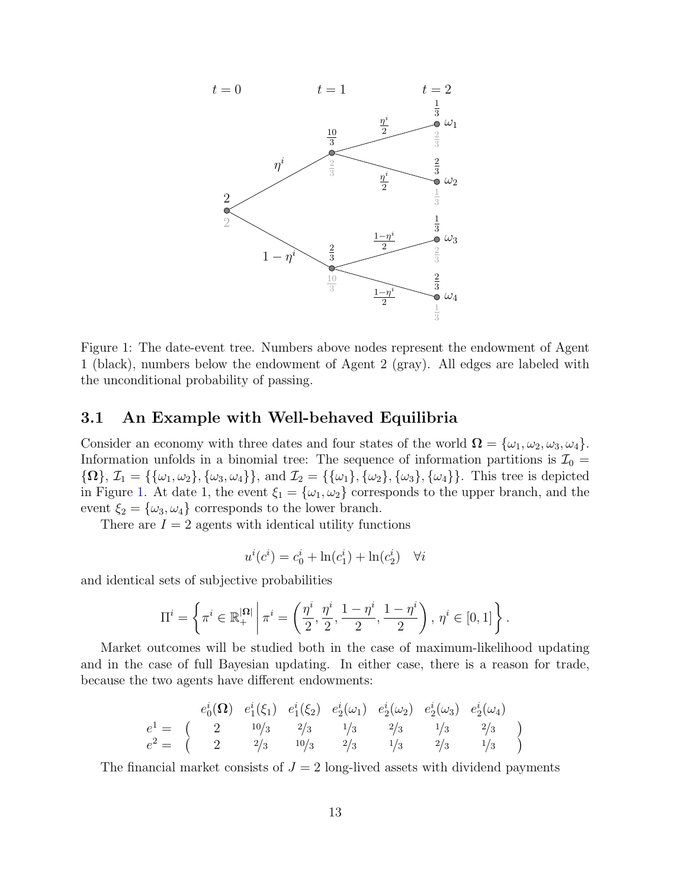Figure 1: The date-event tree. Numbers above nodes represent the endowment of Agent 1 (black), numbers below the endowment of Agent 2 (gray). All edges are labeled with the unconditional probability of passing.

### 3.1 An Example with Well-behaved Equilibria

Consider an economy with three dates and four states of the world $\mathbf{\Omega} = \{\omega_1, \omega_2, \omega_3, \omega_4\}$. Information unfolds in a binomial tree: The sequence of information partitions is $\mathcal{I}_0 = \{\mathbf{\Omega}\}$, $\mathcal{I}_1 = \{\{\omega_1, \omega_2\}, \{\omega_3, \omega_4\}\}$, and $\mathcal{I}_2 = \{\{\omega_1\}, \{\omega_2\}, \{\omega_3\}, \{\omega_4\}\}$. This tree is depicted in Figure 1. At date 1, the event $\xi_1 = \{\omega_1, \omega_2\}$ corresponds to the upper branch, and the event $\xi_2 = \{\omega_3, \omega_4\}$ corresponds to the lower branch.

There are $I = 2$ agents with identical utility functions

$$u^i(c^i) = c_0^i + \ln(c_1^i) + \ln(c_2^i) \quad \forall i$$

and identical sets of subjective probabilities

$$\Pi^i = \left\{ \pi^i \in \mathbb{R}_+^{|\mathbf{\Omega}|} \;\middle|\; \pi^i = \left( \frac{\eta^i}{2}, \frac{\eta^i}{2}, \frac{1-\eta^i}{2}, \frac{1-\eta^i}{2} \right),\; \eta^i \in [0,1] \right\}.$$

Market outcomes will be studied both in the case of maximum-likelihood updating and in the case of full Bayesian updating. In either case, there is a reason for trade, because the two agents have different endowments:

| | $e_0^i(\mathbf{\Omega})$ | $e_1^i(\xi_1)$ | $e_1^i(\xi_2)$ | $e_2^i(\omega_1)$ | $e_2^i(\omega_2)$ | $e_2^i(\omega_3)$ | $e_2^i(\omega_4)$ |
|---|---|---|---|---|---|---|---|
| $e^1 =$ | 2 | $10/3$ | $2/3$ | $1/3$ | $2/3$ | $1/3$ | $2/3$ |
| $e^2 =$ | 2 | $2/3$ | $10/3$ | $2/3$ | $1/3$ | $2/3$ | $1/3$ |

The financial market consists of $J = 2$ long-lived assets with dividend payments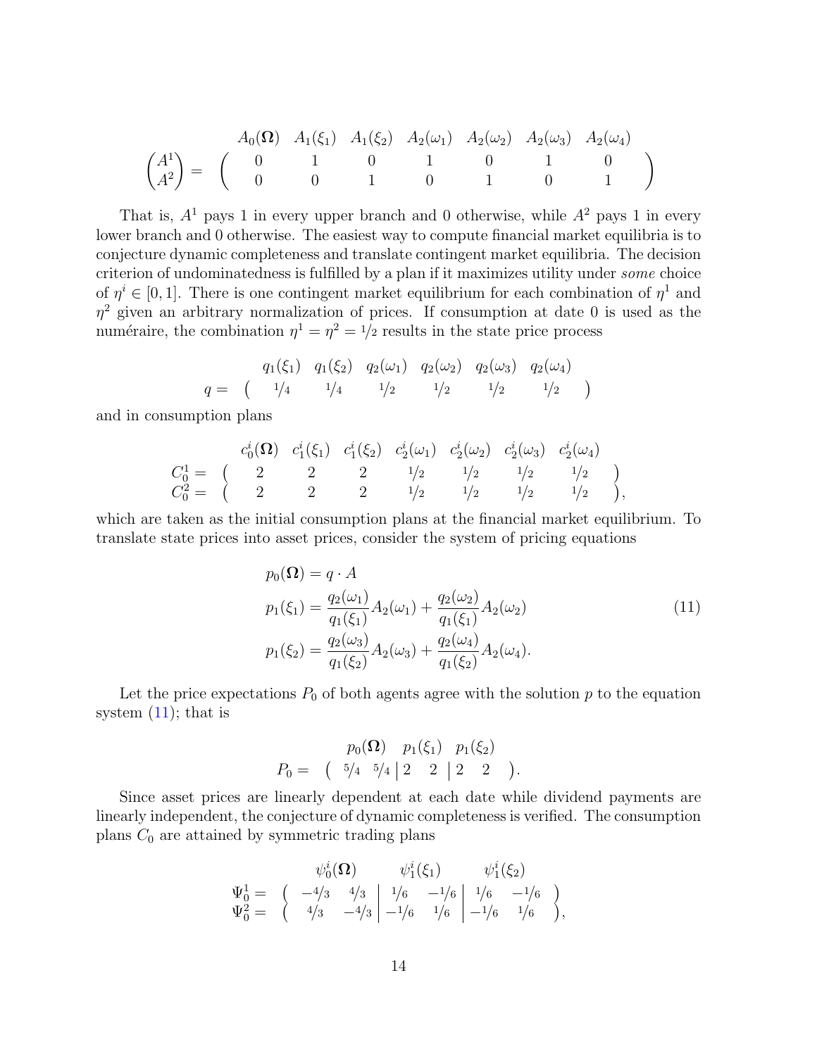$$
\begin{pmatrix} A^1 \\ A^2 \end{pmatrix} = \begin{array}{c} \begin{array}{ccccccc} A_0(\mathbf{\Omega}) & A_1(\xi_1) & A_1(\xi_2) & A_2(\omega_1) & A_2(\omega_2) & A_2(\omega_3) & A_2(\omega_4) \end{array} \\ \begin{pmatrix} 0 & 1 & 0 & 1 & 0 & 1 & 0 \\ 0 & 0 & 1 & 0 & 1 & 0 & 1 \end{pmatrix} \end{array}
$$

That is, $A^1$ pays 1 in every upper branch and 0 otherwise, while $A^2$ pays 1 in every lower branch and 0 otherwise. The easiest way to compute financial market equilibria is to conjecture dynamic completeness and translate contingent market equilibria. The decision criterion of undominatedness is fulfilled by a plan if it maximizes utility under *some* choice of $\eta^i \in [0, 1]$. There is one contingent market equilibrium for each combination of $\eta^1$ and $\eta^2$ given an arbitrary normalization of prices. If consumption at date 0 is used as the numéraire, the combination $\eta^1 = \eta^2 = 1/2$ results in the state price process

$$
q = \begin{array}{c} \begin{array}{cccccc} q_1(\xi_1) & q_1(\xi_2) & q_2(\omega_1) & q_2(\omega_2) & q_2(\omega_3) & q_2(\omega_4) \end{array} \\ \begin{pmatrix} 1/4 & 1/4 & 1/2 & 1/2 & 1/2 & 1/2 \end{pmatrix} \end{array}
$$

and in consumption plans

$$
\begin{array}{c} C_0^1 = \\ C_0^2 = \end{array} \begin{array}{c} \begin{array}{ccccccc} c_0^i(\mathbf{\Omega}) & c_1^i(\xi_1) & c_1^i(\xi_2) & c_2^i(\omega_1) & c_2^i(\omega_2) & c_2^i(\omega_3) & c_2^i(\omega_4) \end{array} \\ \begin{pmatrix} 2 & 2 & 2 & 1/2 & 1/2 & 1/2 & 1/2 \end{pmatrix} \\ \begin{pmatrix} 2 & 2 & 2 & 1/2 & 1/2 & 1/2 & 1/2 \end{pmatrix}, \end{array}
$$

which are taken as the initial consumption plans at the financial market equilibrium. To translate state prices into asset prices, consider the system of pricing equations

$$
\begin{aligned}
p_0(\mathbf{\Omega}) &= q \cdot A \\
p_1(\xi_1) &= \frac{q_2(\omega_1)}{q_1(\xi_1)} A_2(\omega_1) + \frac{q_2(\omega_2)}{q_1(\xi_1)} A_2(\omega_2) \\
p_1(\xi_2) &= \frac{q_2(\omega_3)}{q_1(\xi_2)} A_2(\omega_3) + \frac{q_2(\omega_4)}{q_1(\xi_2)} A_2(\omega_4).
\end{aligned} \tag{11}
$$

Let the price expectations $P_0$ of both agents agree with the solution $p$ to the equation system (11); that is

$$
P_0 = \begin{array}{c} \begin{array}{ccc} p_0(\mathbf{\Omega}) & p_1(\xi_1) & p_1(\xi_2) \end{array} \\ \left( \begin{array}{cc|cc|cc} 5/4 & 5/4 & 2 & 2 & 2 & 2 \end{array} \right). \end{array}
$$

Since asset prices are linearly dependent at each date while dividend payments are linearly independent, the conjecture of dynamic completeness is verified. The consumption plans $C_0$ are attained by symmetric trading plans

$$
\begin{array}{c} \Psi_0^1 = \\ \Psi_0^2 = \end{array} \begin{array}{c} \begin{array}{ccc} \psi_0^i(\mathbf{\Omega}) & \psi_1^i(\xi_1) & \psi_1^i(\xi_2) \end{array} \\ \left( \begin{array}{cc|cc|cc} -4/3 & 4/3 & 1/6 & -1/6 & 1/6 & -1/6 \end{array} \right) \\ \left( \begin{array}{cc|cc|cc} 4/3 & -4/3 & -1/6 & 1/6 & -1/6 & 1/6 \end{array} \right), \end{array}
$$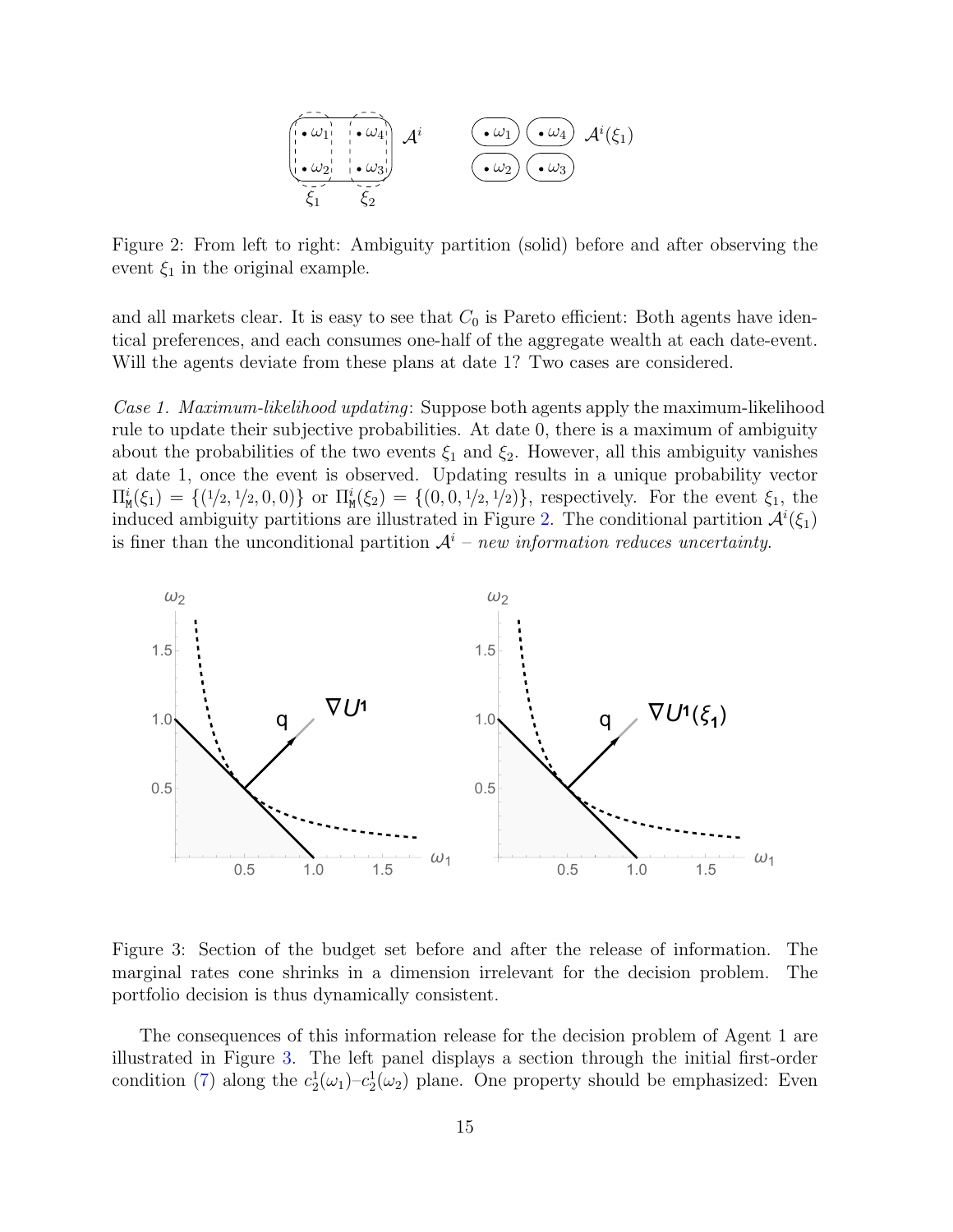Figure 2: From left to right: Ambiguity partition (solid) before and after observing the event $\xi_1$ in the original example.

and all markets clear. It is easy to see that $C_0$ is Pareto efficient: Both agents have identical preferences, and each consumes one-half of the aggregate wealth at each date-event. Will the agents deviate from these plans at date 1? Two cases are considered.

*Case 1. Maximum-likelihood updating*: Suppose both agents apply the maximum-likelihood rule to update their subjective probabilities. At date 0, there is a maximum of ambiguity about the probabilities of the two events $\xi_1$ and $\xi_2$. However, all this ambiguity vanishes at date 1, once the event is observed. Updating results in a unique probability vector $\Pi^i_{\mathtt{M}}(\xi_1) = \{(1/2, 1/2, 0, 0)\}$ or $\Pi^i_{\mathtt{M}}(\xi_2) = \{(0, 0, 1/2, 1/2)\}$, respectively. For the event $\xi_1$, the induced ambiguity partitions are illustrated in Figure 2. The conditional partition $\mathcal{A}^i(\xi_1)$ is finer than the unconditional partition $\mathcal{A}^i$ – *new information reduces uncertainty*.

Figure 3: Section of the budget set before and after the release of information. The marginal rates cone shrinks in a dimension irrelevant for the decision problem. The portfolio decision is thus dynamically consistent.

The consequences of this information release for the decision problem of Agent 1 are illustrated in Figure 3. The left panel displays a section through the initial first-order condition (7) along the $c^1_2(\omega_1)$–$c^1_2(\omega_2)$ plane. One property should be emphasized: Even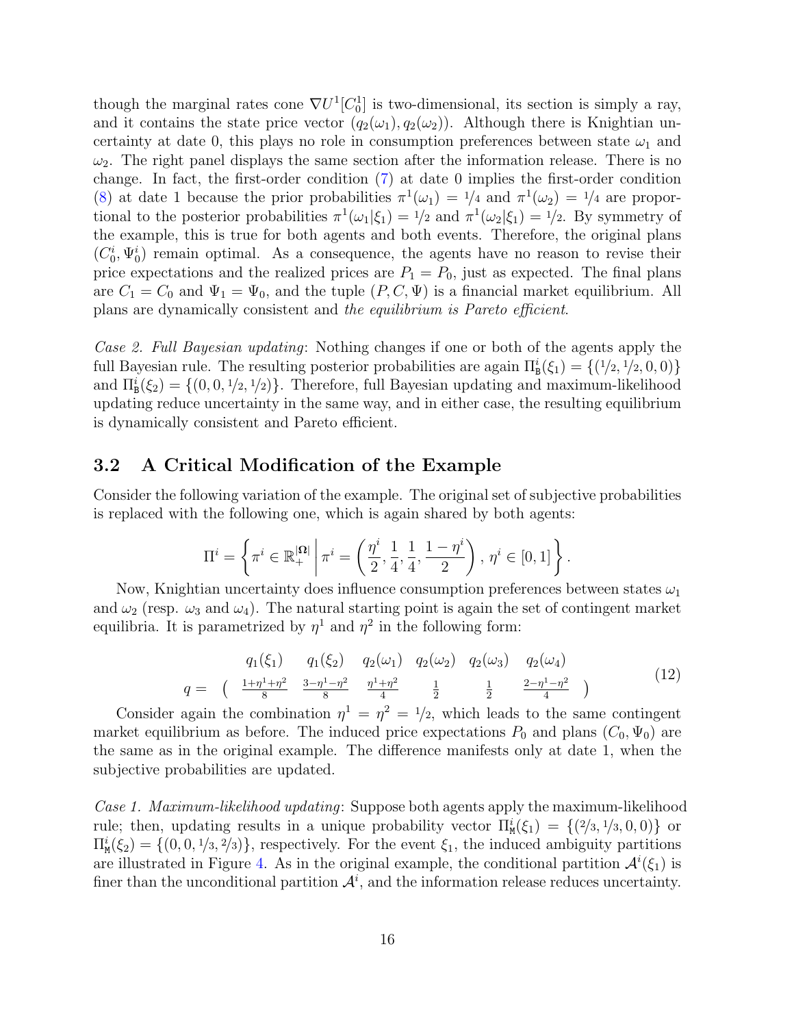though the marginal rates cone $\nabla U^1[C_0^1]$ is two-dimensional, its section is simply a ray, and it contains the state price vector $(q_2(\omega_1), q_2(\omega_2))$. Although there is Knightian uncertainty at date 0, this plays no role in consumption preferences between state $\omega_1$ and $\omega_2$. The right panel displays the same section after the information release. There is no change. In fact, the first-order condition (7) at date 0 implies the first-order condition (8) at date 1 because the prior probabilities $\pi^1(\omega_1) = 1/4$ and $\pi^1(\omega_2) = 1/4$ are proportional to the posterior probabilities $\pi^1(\omega_1|\xi_1) = 1/2$ and $\pi^1(\omega_2|\xi_1) = 1/2$. By symmetry of the example, this is true for both agents and both events. Therefore, the original plans $(C_0^i, \Psi_0^i)$ remain optimal. As a consequence, the agents have no reason to revise their price expectations and the realized prices are $P_1 = P_0$, just as expected. The final plans are $C_1 = C_0$ and $\Psi_1 = \Psi_0$, and the tuple $(P, C, \Psi)$ is a financial market equilibrium. All plans are dynamically consistent and *the equilibrium is Pareto efficient*.

*Case 2. Full Bayesian updating*: Nothing changes if one or both of the agents apply the full Bayesian rule. The resulting posterior probabilities are again $\Pi_{\mathtt{B}}^i(\xi_1) = \{(1/2, 1/2, 0, 0)\}$ and $\Pi_{\mathtt{B}}^i(\xi_2) = \{(0, 0, 1/2, 1/2)\}$. Therefore, full Bayesian updating and maximum-likelihood updating reduce uncertainty in the same way, and in either case, the resulting equilibrium is dynamically consistent and Pareto efficient.

## 3.2 A Critical Modification of the Example

Consider the following variation of the example. The original set of subjective probabilities is replaced with the following one, which is again shared by both agents:

$$\Pi^i = \left\{ \pi^i \in \mathbb{R}_+^{|\mathbf{\Omega}|} \;\middle|\; \pi^i = \left( \frac{\eta^i}{2}, \frac{1}{4}, \frac{1}{4}, \frac{1 - \eta^i}{2} \right),\ \eta^i \in [0, 1] \right\}.$$

Now, Knightian uncertainty does influence consumption preferences between states $\omega_1$ and $\omega_2$ (resp. $\omega_3$ and $\omega_4$). The natural starting point is again the set of contingent market equilibria. It is parametrized by $\eta^1$ and $\eta^2$ in the following form:

$$q = \begin{pmatrix} q_1(\xi_1) & q_1(\xi_2) & q_2(\omega_1) & q_2(\omega_2) & q_2(\omega_3) & q_2(\omega_4) \\ \frac{1+\eta^1+\eta^2}{8} & \frac{3-\eta^1-\eta^2}{8} & \frac{\eta^1+\eta^2}{4} & \frac{1}{2} & \frac{1}{2} & \frac{2-\eta^1-\eta^2}{4} \end{pmatrix} \tag{12}$$

Consider again the combination $\eta^1 = \eta^2 = 1/2$, which leads to the same contingent market equilibrium as before. The induced price expectations $P_0$ and plans $(C_0, \Psi_0)$ are the same as in the original example. The difference manifests only at date 1, when the subjective probabilities are updated.

*Case 1. Maximum-likelihood updating*: Suppose both agents apply the maximum-likelihood rule; then, updating results in a unique probability vector $\Pi_{\mathtt{M}}^i(\xi_1) = \{(2/3, 1/3, 0, 0)\}$ or $\Pi_{\mathtt{M}}^i(\xi_2) = \{(0, 0, 1/3, 2/3)\}$, respectively. For the event $\xi_1$, the induced ambiguity partitions are illustrated in Figure 4. As in the original example, the conditional partition $\mathcal{A}^i(\xi_1)$ is finer than the unconditional partition $\mathcal{A}^i$, and the information release reduces uncertainty.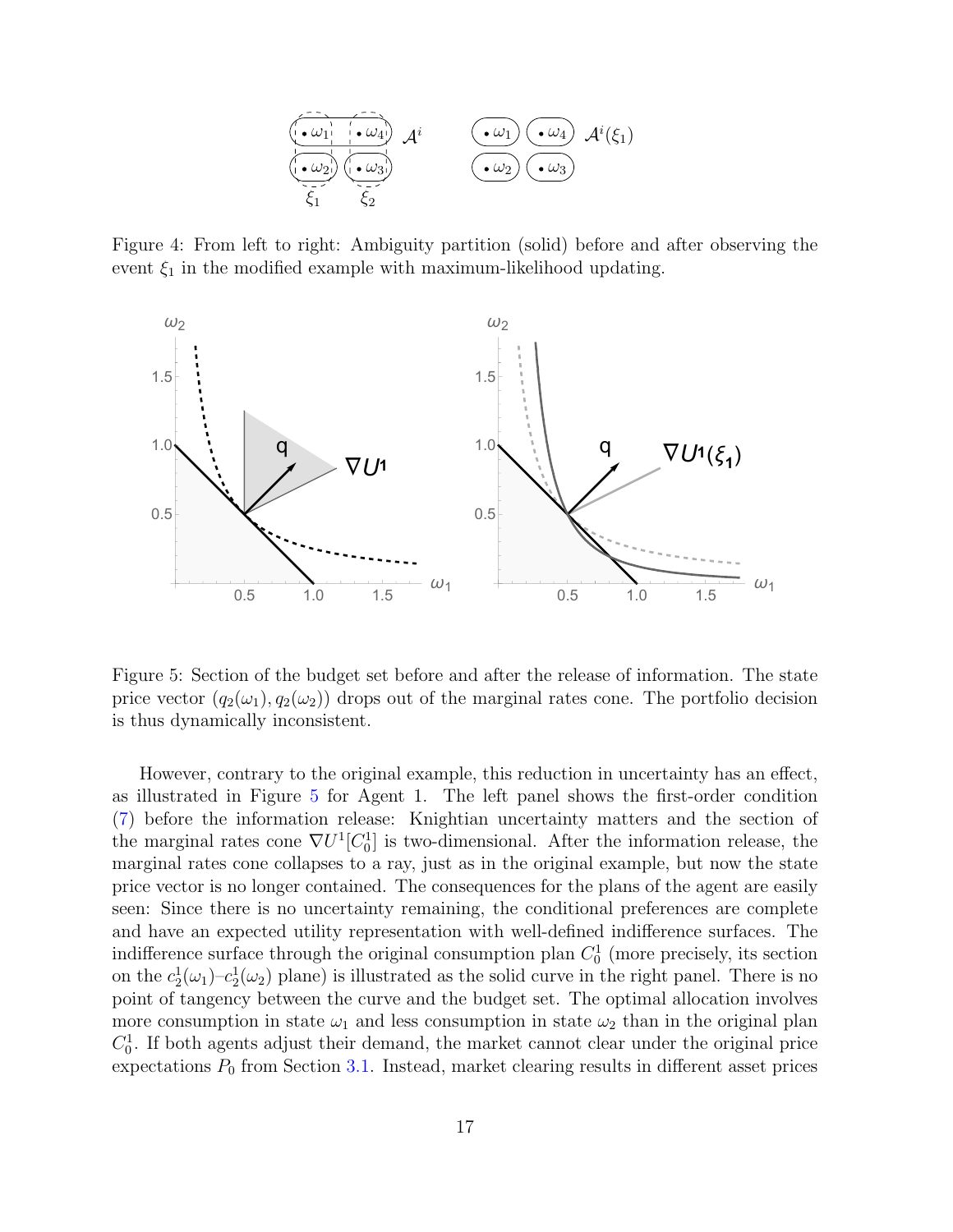Figure 4: From left to right: Ambiguity partition (solid) before and after observing the event $\xi_1$ in the modified example with maximum-likelihood updating.

Figure 5: Section of the budget set before and after the release of information. The state price vector $(q_2(\omega_1), q_2(\omega_2))$ drops out of the marginal rates cone. The portfolio decision is thus dynamically inconsistent.

However, contrary to the original example, this reduction in uncertainty has an effect, as illustrated in Figure 5 for Agent 1. The left panel shows the first-order condition (7) before the information release: Knightian uncertainty matters and the section of the marginal rates cone $\nabla U^1[C_0^1]$ is two-dimensional. After the information release, the marginal rates cone collapses to a ray, just as in the original example, but now the state price vector is no longer contained. The consequences for the plans of the agent are easily seen: Since there is no uncertainty remaining, the conditional preferences are complete and have an expected utility representation with well-defined indifference surfaces. The indifference surface through the original consumption plan $C_0^1$ (more precisely, its section on the $c_2^1(\omega_1)$–$c_2^1(\omega_2)$ plane) is illustrated as the solid curve in the right panel. There is no point of tangency between the curve and the budget set. The optimal allocation involves more consumption in state $\omega_1$ and less consumption in state $\omega_2$ than in the original plan $C_0^1$. If both agents adjust their demand, the market cannot clear under the original price expectations $P_0$ from Section 3.1. Instead, market clearing results in different asset prices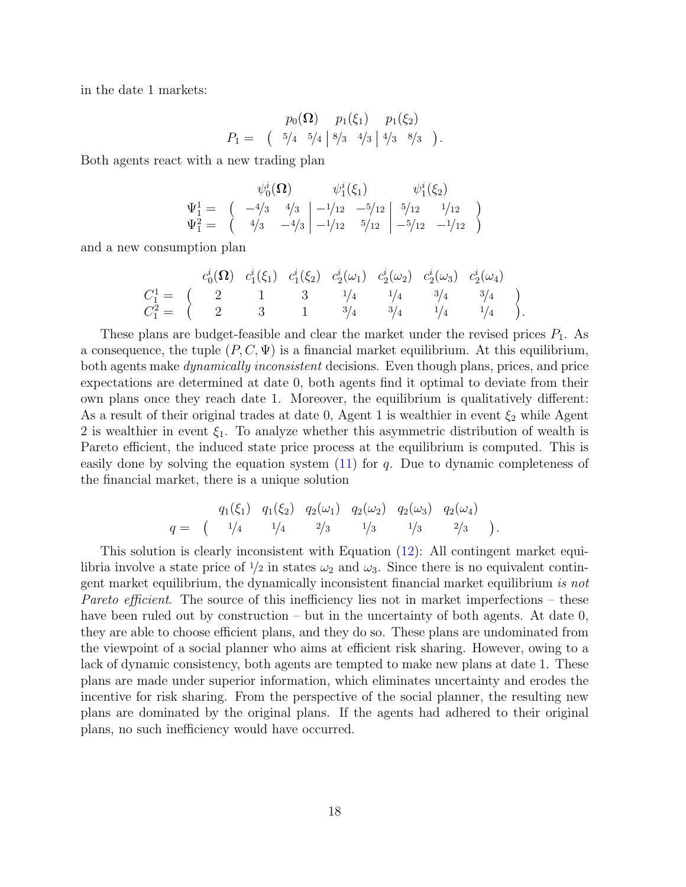in the date 1 markets:

$$
P_1 = \begin{array}{c} \begin{array}{ccc} p_0(\boldsymbol{\Omega}) & p_1(\xi_1) & p_1(\xi_2) \end{array} \\ \left( \begin{array}{cc|cc|cc} 5/4 & 5/4 & 8/3 & 4/3 & 4/3 & 8/3 \end{array} \right) \end{array}.
$$

Both agents react with a new trading plan

$$
\begin{array}{rl}
 & \begin{array}{ccc} \psi_0^i(\boldsymbol{\Omega}) & \psi_1^i(\xi_1) & \psi_1^i(\xi_2) \end{array} \\
\Psi_1^1 = & \left( \begin{array}{cc|cc|cc} -4/3 & 4/3 & -1/12 & -5/12 & 5/12 & 1/12 \end{array} \right) \\
\Psi_1^2 = & \left( \begin{array}{cc|cc|cc} 4/3 & -4/3 & -1/12 & 5/12 & -5/12 & -1/12 \end{array} \right)
\end{array}
$$

and a new consumption plan

$$
\begin{array}{rl}
 & \begin{array}{ccccccc} c_0^i(\boldsymbol{\Omega}) & c_1^i(\xi_1) & c_1^i(\xi_2) & c_2^i(\omega_1) & c_2^i(\omega_2) & c_2^i(\omega_3) & c_2^i(\omega_4) \end{array} \\
C_1^1 = & \left( \begin{array}{ccccccc} 2 & 1 & 3 & 1/4 & 1/4 & 3/4 & 3/4 \end{array} \right) \\
C_1^2 = & \left( \begin{array}{ccccccc} 2 & 3 & 1 & 3/4 & 3/4 & 1/4 & 1/4 \end{array} \right).
\end{array}
$$

These plans are budget-feasible and clear the market under the revised prices $P_1$. As a consequence, the tuple $(P, C, \Psi)$ is a financial market equilibrium. At this equilibrium, both agents make *dynamically inconsistent* decisions. Even though plans, prices, and price expectations are determined at date 0, both agents find it optimal to deviate from their own plans once they reach date 1. Moreover, the equilibrium is qualitatively different: As a result of their original trades at date 0, Agent 1 is wealthier in event $\xi_2$ while Agent 2 is wealthier in event $\xi_1$. To analyze whether this asymmetric distribution of wealth is Pareto efficient, the induced state price process at the equilibrium is computed. This is easily done by solving the equation system (11) for $q$. Due to dynamic completeness of the financial market, there is a unique solution

$$
q = \begin{array}{c} \begin{array}{cccccc} q_1(\xi_1) & q_1(\xi_2) & q_2(\omega_1) & q_2(\omega_2) & q_2(\omega_3) & q_2(\omega_4) \end{array} \\ \left( \begin{array}{cccccc} 1/4 & 1/4 & 2/3 & 1/3 & 1/3 & 2/3 \end{array} \right) \end{array}.
$$

This solution is clearly inconsistent with Equation (12): All contingent market equilibria involve a state price of $1/2$ in states $\omega_2$ and $\omega_3$. Since there is no equivalent contingent market equilibrium, the dynamically inconsistent financial market equilibrium *is not Pareto efficient*. The source of this inefficiency lies not in market imperfections – these have been ruled out by construction – but in the uncertainty of both agents. At date 0, they are able to choose efficient plans, and they do so. These plans are undominated from the viewpoint of a social planner who aims at efficient risk sharing. However, owing to a lack of dynamic consistency, both agents are tempted to make new plans at date 1. These plans are made under superior information, which eliminates uncertainty and erodes the incentive for risk sharing. From the perspective of the social planner, the resulting new plans are dominated by the original plans. If the agents had adhered to their original plans, no such inefficiency would have occurred.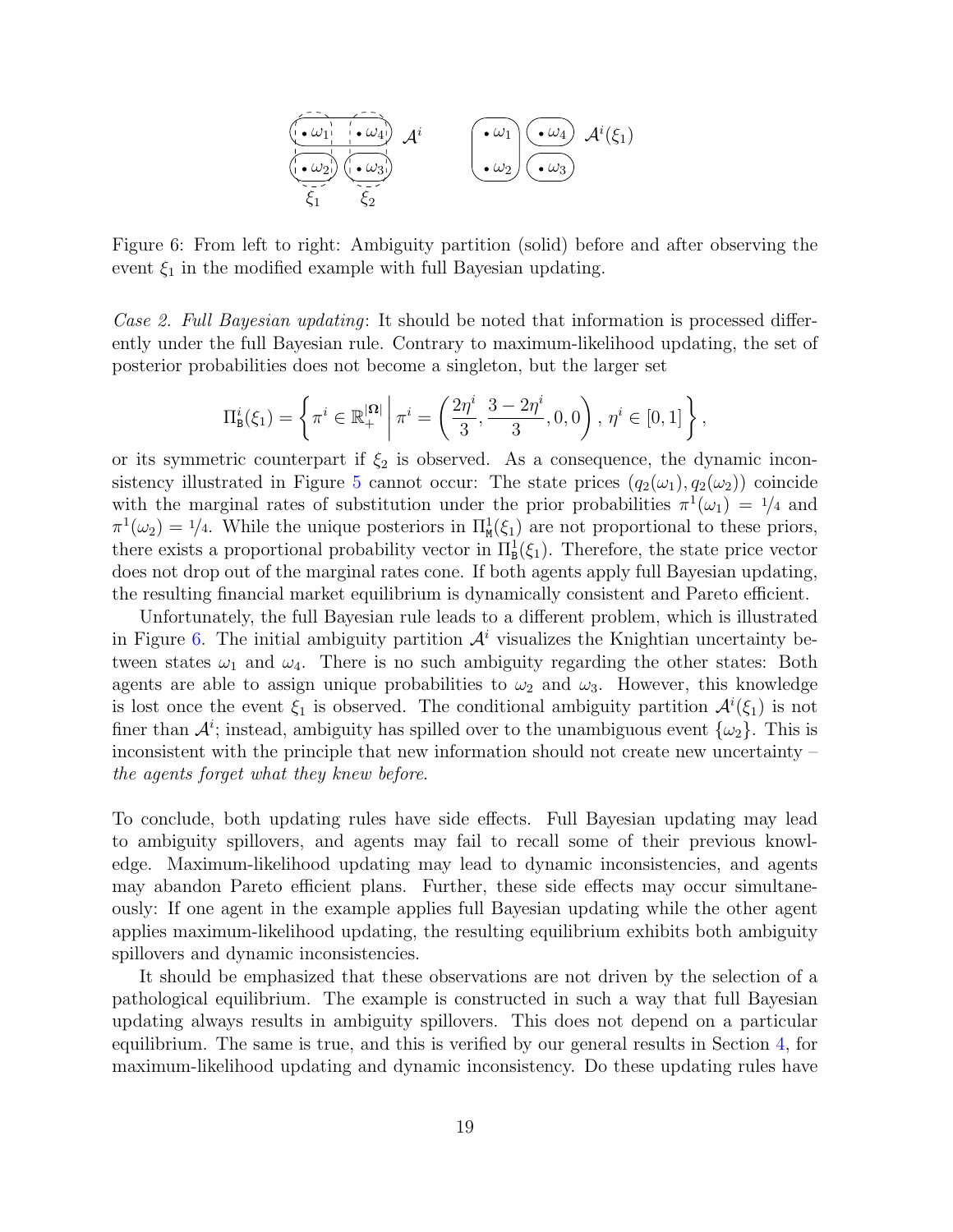Figure 6: From left to right: Ambiguity partition (solid) before and after observing the event $\xi_1$ in the modified example with full Bayesian updating.

*Case 2. Full Bayesian updating*: It should be noted that information is processed differently under the full Bayesian rule. Contrary to maximum-likelihood updating, the set of posterior probabilities does not become a singleton, but the larger set

$$\Pi^i_{\mathtt{B}}(\xi_1) = \left\{ \pi^i \in \mathbb{R}^{|\mathbf{\Omega}|}_+ \,\middle|\, \pi^i = \left( \frac{2\eta^i}{3}, \frac{3 - 2\eta^i}{3}, 0, 0 \right), \, \eta^i \in [0, 1] \right\},$$

or its symmetric counterpart if $\xi_2$ is observed. As a consequence, the dynamic inconsistency illustrated in Figure 5 cannot occur: The state prices $(q_2(\omega_1), q_2(\omega_2))$ coincide with the marginal rates of substitution under the prior probabilities $\pi^1(\omega_1) = 1/4$ and $\pi^1(\omega_2) = 1/4$. While the unique posteriors in $\Pi^1_{\mathtt{M}}(\xi_1)$ are not proportional to these priors, there exists a proportional probability vector in $\Pi^1_{\mathtt{B}}(\xi_1)$. Therefore, the state price vector does not drop out of the marginal rates cone. If both agents apply full Bayesian updating, the resulting financial market equilibrium is dynamically consistent and Pareto efficient.

Unfortunately, the full Bayesian rule leads to a different problem, which is illustrated in Figure 6. The initial ambiguity partition $\mathcal{A}^i$ visualizes the Knightian uncertainty between states $\omega_1$ and $\omega_4$. There is no such ambiguity regarding the other states: Both agents are able to assign unique probabilities to $\omega_2$ and $\omega_3$. However, this knowledge is lost once the event $\xi_1$ is observed. The conditional ambiguity partition $\mathcal{A}^i(\xi_1)$ is not finer than $\mathcal{A}^i$; instead, ambiguity has spilled over to the unambiguous event $\{\omega_2\}$. This is inconsistent with the principle that new information should not create new uncertainty – *the agents forget what they knew before.*

To conclude, both updating rules have side effects. Full Bayesian updating may lead to ambiguity spillovers, and agents may fail to recall some of their previous knowledge. Maximum-likelihood updating may lead to dynamic inconsistencies, and agents may abandon Pareto efficient plans. Further, these side effects may occur simultaneously: If one agent in the example applies full Bayesian updating while the other agent applies maximum-likelihood updating, the resulting equilibrium exhibits both ambiguity spillovers and dynamic inconsistencies.

It should be emphasized that these observations are not driven by the selection of a pathological equilibrium. The example is constructed in such a way that full Bayesian updating always results in ambiguity spillovers. This does not depend on a particular equilibrium. The same is true, and this is verified by our general results in Section 4, for maximum-likelihood updating and dynamic inconsistency. Do these updating rules have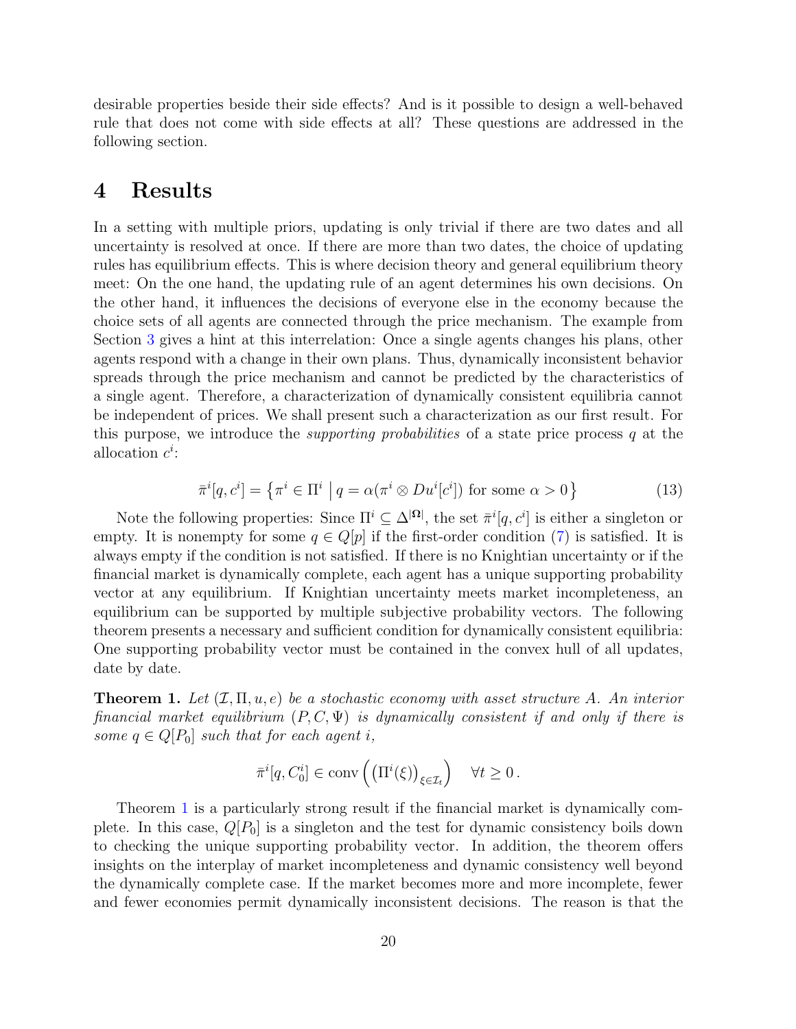desirable properties beside their side effects? And is it possible to design a well-behaved rule that does not come with side effects at all? These questions are addressed in the following section.

# 4 Results

In a setting with multiple priors, updating is only trivial if there are two dates and all uncertainty is resolved at once. If there are more than two dates, the choice of updating rules has equilibrium effects. This is where decision theory and general equilibrium theory meet: On the one hand, the updating rule of an agent determines his own decisions. On the other hand, it influences the decisions of everyone else in the economy because the choice sets of all agents are connected through the price mechanism. The example from Section 3 gives a hint at this interrelation: Once a single agents changes his plans, other agents respond with a change in their own plans. Thus, dynamically inconsistent behavior spreads through the price mechanism and cannot be predicted by the characteristics of a single agent. Therefore, a characterization of dynamically consistent equilibria cannot be independent of prices. We shall present such a characterization as our first result. For this purpose, we introduce the *supporting probabilities* of a state price process $q$ at the allocation $c^i$:

$$\bar{\pi}^i[q, c^i] = \left\{ \pi^i \in \Pi^i \;\middle|\; q = \alpha(\pi^i \otimes Du^i[c^i]) \text{ for some } \alpha > 0 \right\} \tag{13}$$

Note the following properties: Since $\Pi^i \subseteq \Delta^{|\mathbf{\Omega}|}$, the set $\bar{\pi}^i[q, c^i]$ is either a singleton or empty. It is nonempty for some $q \in Q[p]$ if the first-order condition (7) is satisfied. It is always empty if the condition is not satisfied. If there is no Knightian uncertainty or if the financial market is dynamically complete, each agent has a unique supporting probability vector at any equilibrium. If Knightian uncertainty meets market incompleteness, an equilibrium can be supported by multiple subjective probability vectors. The following theorem presents a necessary and sufficient condition for dynamically consistent equilibria: One supporting probability vector must be contained in the convex hull of all updates, date by date.

**Theorem 1.** *Let $(\mathcal{I}, \Pi, u, e)$ be a stochastic economy with asset structure $A$. An interior financial market equilibrium $(P, C, \Psi)$ is dynamically consistent if and only if there is some $q \in Q[P_0]$ such that for each agent $i$,*

$$\bar{\pi}^i[q, C^i_0] \in \operatorname{conv}\left( \left(\Pi^i(\xi)\right)_{\xi \in \mathcal{I}_t} \right) \quad \forall t \geq 0\,.$$

Theorem 1 is a particularly strong result if the financial market is dynamically complete. In this case, $Q[P_0]$ is a singleton and the test for dynamic consistency boils down to checking the unique supporting probability vector. In addition, the theorem offers insights on the interplay of market incompleteness and dynamic consistency well beyond the dynamically complete case. If the market becomes more and more incomplete, fewer and fewer economies permit dynamically inconsistent decisions. The reason is that the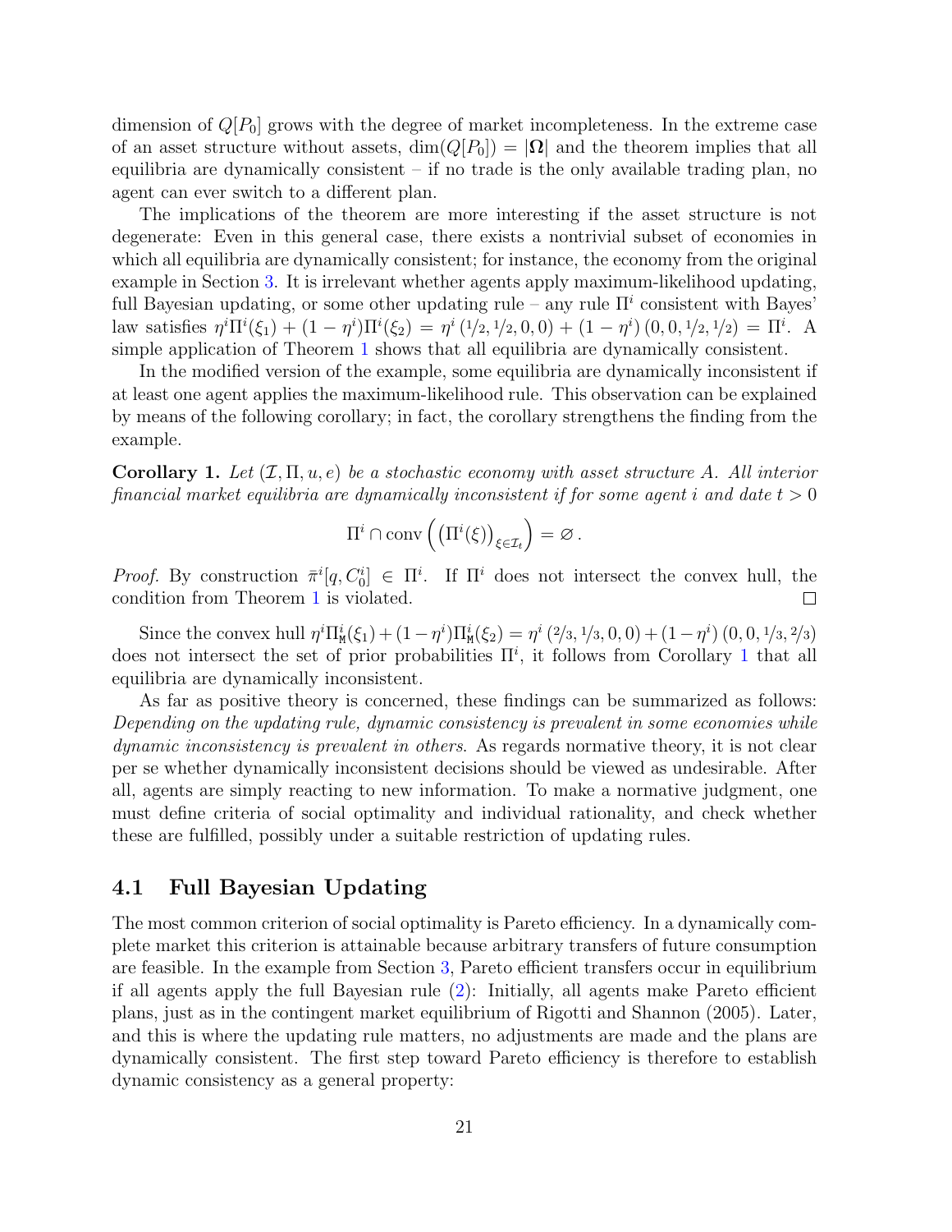dimension of $Q[P_0]$ grows with the degree of market incompleteness. In the extreme case of an asset structure without assets, $\dim(Q[P_0]) = |\mathbf{\Omega}|$ and the theorem implies that all equilibria are dynamically consistent – if no trade is the only available trading plan, no agent can ever switch to a different plan.

The implications of the theorem are more interesting if the asset structure is not degenerate: Even in this general case, there exists a nontrivial subset of economies in which all equilibria are dynamically consistent; for instance, the economy from the original example in Section 3. It is irrelevant whether agents apply maximum-likelihood updating, full Bayesian updating, or some other updating rule – any rule $\Pi^i$ consistent with Bayes' law satisfies $\eta^i \Pi^i(\xi_1) + (1-\eta^i)\Pi^i(\xi_2) = \eta^i\,(1/2, 1/2, 0, 0) + (1-\eta^i)\,(0, 0, 1/2, 1/2) = \Pi^i$. A simple application of Theorem 1 shows that all equilibria are dynamically consistent.

In the modified version of the example, some equilibria are dynamically inconsistent if at least one agent applies the maximum-likelihood rule. This observation can be explained by means of the following corollary; in fact, the corollary strengthens the finding from the example.

**Corollary 1.** *Let $(\mathcal{I}, \Pi, u, e)$ be a stochastic economy with asset structure $A$. All interior financial market equilibria are dynamically inconsistent if for some agent $i$ and date $t > 0$*

$$\Pi^i \cap \operatorname{conv}\left(\left(\Pi^i(\xi)\right)_{\xi \in \mathcal{I}_t}\right) = \varnothing\,.$$

*Proof.* By construction $\bar{\pi}^i[q, C_0^i] \in \Pi^i$. If $\Pi^i$ does not intersect the convex hull, the condition from Theorem 1 is violated. □

Since the convex hull $\eta^i \Pi^i_{\mathtt{M}}(\xi_1) + (1-\eta^i)\Pi^i_{\mathtt{M}}(\xi_2) = \eta^i\,(2/3, 1/3, 0, 0) + (1-\eta^i)\,(0, 0, 1/3, 2/3)$ does not intersect the set of prior probabilities $\Pi^i$, it follows from Corollary 1 that all equilibria are dynamically inconsistent.

As far as positive theory is concerned, these findings can be summarized as follows: *Depending on the updating rule, dynamic consistency is prevalent in some economies while dynamic inconsistency is prevalent in others*. As regards normative theory, it is not clear per se whether dynamically inconsistent decisions should be viewed as undesirable. After all, agents are simply reacting to new information. To make a normative judgment, one must define criteria of social optimality and individual rationality, and check whether these are fulfilled, possibly under a suitable restriction of updating rules.

## 4.1 Full Bayesian Updating

The most common criterion of social optimality is Pareto efficiency. In a dynamically complete market this criterion is attainable because arbitrary transfers of future consumption are feasible. In the example from Section 3, Pareto efficient transfers occur in equilibrium if all agents apply the full Bayesian rule (2): Initially, all agents make Pareto efficient plans, just as in the contingent market equilibrium of Rigotti and Shannon (2005). Later, and this is where the updating rule matters, no adjustments are made and the plans are dynamically consistent. The first step toward Pareto efficiency is therefore to establish dynamic consistency as a general property: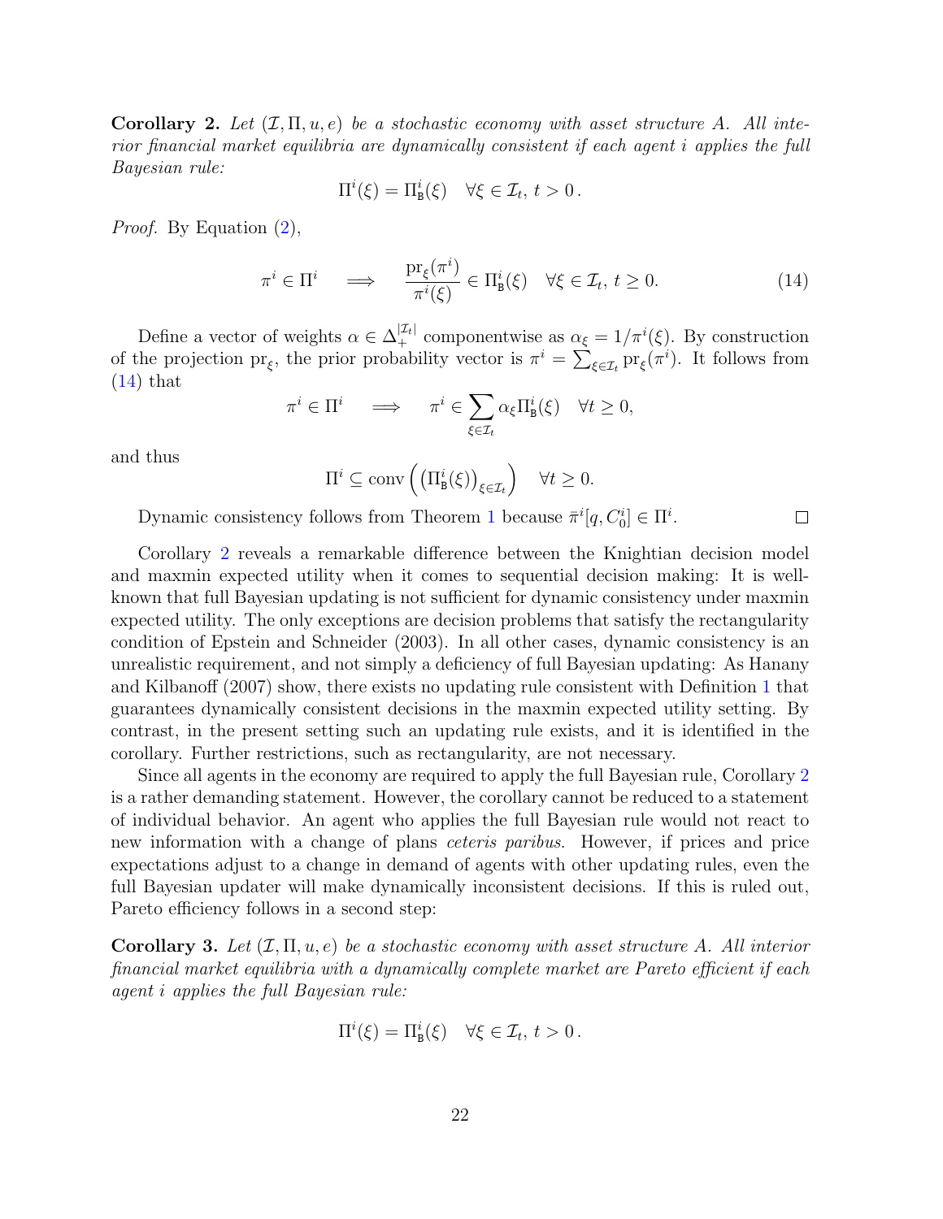**Corollary 2.** *Let $(\mathcal{I}, \Pi, u, e)$ be a stochastic economy with asset structure $A$. All interior financial market equilibria are dynamically consistent if each agent $i$ applies the full Bayesian rule:*

$$\Pi^i(\xi) = \Pi^i_{\mathtt{B}}(\xi) \quad \forall \xi \in \mathcal{I}_t,\, t > 0\,.$$

*Proof.* By Equation (2),

$$\pi^i \in \Pi^i \quad \Longrightarrow \quad \frac{\mathrm{pr}_\xi(\pi^i)}{\pi^i(\xi)} \in \Pi^i_{\mathtt{B}}(\xi) \quad \forall \xi \in \mathcal{I}_t,\, t \geq 0. \tag{14}$$

Define a vector of weights $\alpha \in \Delta_+^{|\mathcal{I}_t|}$ componentwise as $\alpha_\xi = 1/\pi^i(\xi)$. By construction of the projection $\mathrm{pr}_\xi$, the prior probability vector is $\pi^i = \sum_{\xi \in \mathcal{I}_t} \mathrm{pr}_\xi(\pi^i)$. It follows from (14) that

$$\pi^i \in \Pi^i \quad \Longrightarrow \quad \pi^i \in \sum_{\xi \in \mathcal{I}_t} \alpha_\xi \Pi^i_{\mathtt{B}}(\xi) \quad \forall t \geq 0,$$

and thus

$$\Pi^i \subseteq \mathrm{conv}\left(\left(\Pi^i_{\mathtt{B}}(\xi)\right)_{\xi \in \mathcal{I}_t}\right) \quad \forall t \geq 0.$$

Dynamic consistency follows from Theorem 1 because $\bar{\pi}^i[q, C^i_0] \in \Pi^i$. $\square$

Corollary 2 reveals a remarkable difference between the Knightian decision model and maxmin expected utility when it comes to sequential decision making: It is well-known that full Bayesian updating is not sufficient for dynamic consistency under maxmin expected utility. The only exceptions are decision problems that satisfy the rectangularity condition of Epstein and Schneider (2003). In all other cases, dynamic consistency is an unrealistic requirement, and not simply a deficiency of full Bayesian updating: As Hanany and Kilbanoff (2007) show, there exists no updating rule consistent with Definition 1 that guarantees dynamically consistent decisions in the maxmin expected utility setting. By contrast, in the present setting such an updating rule exists, and it is identified in the corollary. Further restrictions, such as rectangularity, are not necessary.

Since all agents in the economy are required to apply the full Bayesian rule, Corollary 2 is a rather demanding statement. However, the corollary cannot be reduced to a statement of individual behavior. An agent who applies the full Bayesian rule would not react to new information with a change of plans *ceteris paribus*. However, if prices and price expectations adjust to a change in demand of agents with other updating rules, even the full Bayesian updater will make dynamically inconsistent decisions. If this is ruled out, Pareto efficiency follows in a second step:

**Corollary 3.** *Let $(\mathcal{I}, \Pi, u, e)$ be a stochastic economy with asset structure $A$. All interior financial market equilibria with a dynamically complete market are Pareto efficient if each agent $i$ applies the full Bayesian rule:*

$$\Pi^i(\xi) = \Pi^i_{\mathtt{B}}(\xi) \quad \forall \xi \in \mathcal{I}_t,\, t > 0\,.$$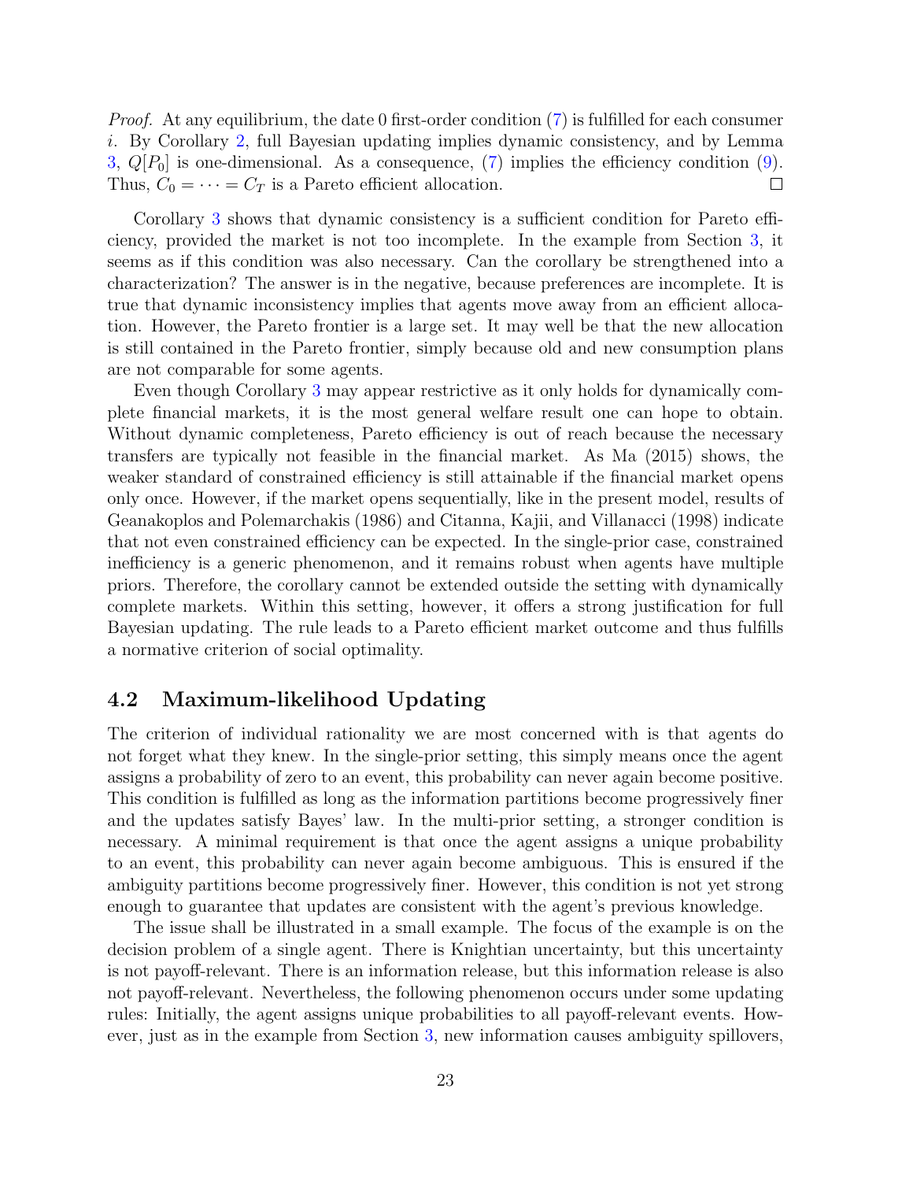*Proof.* At any equilibrium, the date 0 first-order condition (7) is fulfilled for each consumer $i$. By Corollary 2, full Bayesian updating implies dynamic consistency, and by Lemma 3, $Q[P_0]$ is one-dimensional. As a consequence, (7) implies the efficiency condition (9). Thus, $C_0 = \cdots = C_T$ is a Pareto efficient allocation. $\square$

Corollary 3 shows that dynamic consistency is a sufficient condition for Pareto efficiency, provided the market is not too incomplete. In the example from Section 3, it seems as if this condition was also necessary. Can the corollary be strengthened into a characterization? The answer is in the negative, because preferences are incomplete. It is true that dynamic inconsistency implies that agents move away from an efficient allocation. However, the Pareto frontier is a large set. It may well be that the new allocation is still contained in the Pareto frontier, simply because old and new consumption plans are not comparable for some agents.

Even though Corollary 3 may appear restrictive as it only holds for dynamically complete financial markets, it is the most general welfare result one can hope to obtain. Without dynamic completeness, Pareto efficiency is out of reach because the necessary transfers are typically not feasible in the financial market. As Ma (2015) shows, the weaker standard of constrained efficiency is still attainable if the financial market opens only once. However, if the market opens sequentially, like in the present model, results of Geanakoplos and Polemarchakis (1986) and Citanna, Kajii, and Villanacci (1998) indicate that not even constrained efficiency can be expected. In the single-prior case, constrained inefficiency is a generic phenomenon, and it remains robust when agents have multiple priors. Therefore, the corollary cannot be extended outside the setting with dynamically complete markets. Within this setting, however, it offers a strong justification for full Bayesian updating. The rule leads to a Pareto efficient market outcome and thus fulfills a normative criterion of social optimality.

### 4.2 Maximum-likelihood Updating

The criterion of individual rationality we are most concerned with is that agents do not forget what they knew. In the single-prior setting, this simply means once the agent assigns a probability of zero to an event, this probability can never again become positive. This condition is fulfilled as long as the information partitions become progressively finer and the updates satisfy Bayes' law. In the multi-prior setting, a stronger condition is necessary. A minimal requirement is that once the agent assigns a unique probability to an event, this probability can never again become ambiguous. This is ensured if the ambiguity partitions become progressively finer. However, this condition is not yet strong enough to guarantee that updates are consistent with the agent's previous knowledge.

The issue shall be illustrated in a small example. The focus of the example is on the decision problem of a single agent. There is Knightian uncertainty, but this uncertainty is not payoff-relevant. There is an information release, but this information release is also not payoff-relevant. Nevertheless, the following phenomenon occurs under some updating rules: Initially, the agent assigns unique probabilities to all payoff-relevant events. However, just as in the example from Section 3, new information causes ambiguity spillovers,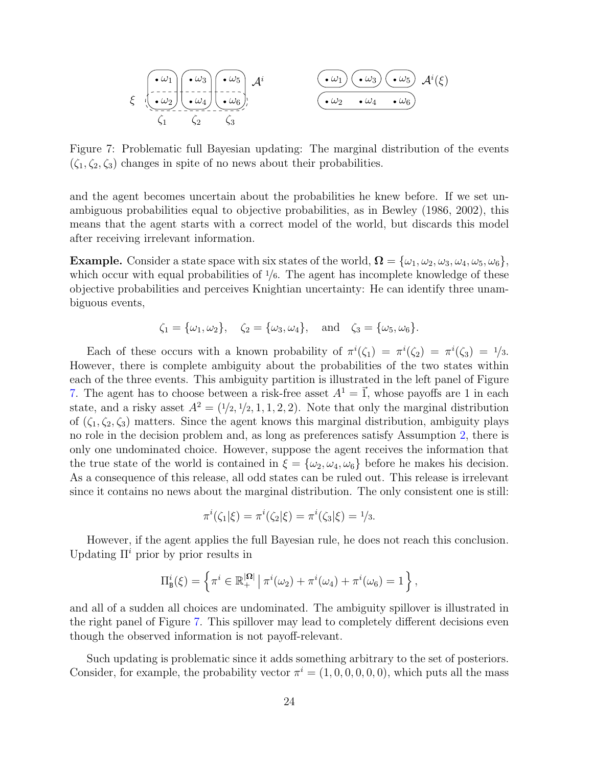Figure 7: Problematic full Bayesian updating: The marginal distribution of the events $(\zeta_1, \zeta_2, \zeta_3)$ changes in spite of no news about their probabilities.

and the agent becomes uncertain about the probabilities he knew before. If we set unambiguous probabilities equal to objective probabilities, as in Bewley (1986, 2002), this means that the agent starts with a correct model of the world, but discards this model after receiving irrelevant information.

**Example.** Consider a state space with six states of the world, $\mathbf{\Omega} = \{\omega_1, \omega_2, \omega_3, \omega_4, \omega_5, \omega_6\}$, which occur with equal probabilities of $1/6$. The agent has incomplete knowledge of these objective probabilities and perceives Knightian uncertainty: He can identify three unambiguous events,

$$\zeta_1 = \{\omega_1, \omega_2\}, \quad \zeta_2 = \{\omega_3, \omega_4\}, \quad \text{and} \quad \zeta_3 = \{\omega_5, \omega_6\}.$$

Each of these occurs with a known probability of $\pi^i(\zeta_1) = \pi^i(\zeta_2) = \pi^i(\zeta_3) = 1/3$. However, there is complete ambiguity about the probabilities of the two states within each of the three events. This ambiguity partition is illustrated in the left panel of Figure 7. The agent has to choose between a risk-free asset $A^1 = \vec{1}$, whose payoffs are 1 in each state, and a risky asset $A^2 = (1/2, 1/2, 1, 1, 2, 2)$. Note that only the marginal distribution of $(\zeta_1, \zeta_2, \zeta_3)$ matters. Since the agent knows this marginal distribution, ambiguity plays no role in the decision problem and, as long as preferences satisfy Assumption 2, there is only one undominated choice. However, suppose the agent receives the information that the true state of the world is contained in $\xi = \{\omega_2, \omega_4, \omega_6\}$ before he makes his decision. As a consequence of this release, all odd states can be ruled out. This release is irrelevant since it contains no news about the marginal distribution. The only consistent one is still:

$$\pi^i(\zeta_1|\xi) = \pi^i(\zeta_2|\xi) = \pi^i(\zeta_3|\xi) = 1/3.$$

However, if the agent applies the full Bayesian rule, he does not reach this conclusion. Updating $\Pi^i$ prior by prior results in

$$\Pi^i_{\mathtt{B}}(\xi) = \left\{ \pi^i \in \mathbb{R}^{|\mathbf{\Omega}|}_+ \,\middle|\, \pi^i(\omega_2) + \pi^i(\omega_4) + \pi^i(\omega_6) = 1 \right\},$$

and all of a sudden all choices are undominated. The ambiguity spillover is illustrated in the right panel of Figure 7. This spillover may lead to completely different decisions even though the observed information is not payoff-relevant.

Such updating is problematic since it adds something arbitrary to the set of posteriors. Consider, for example, the probability vector $\pi^i = (1, 0, 0, 0, 0, 0)$, which puts all the mass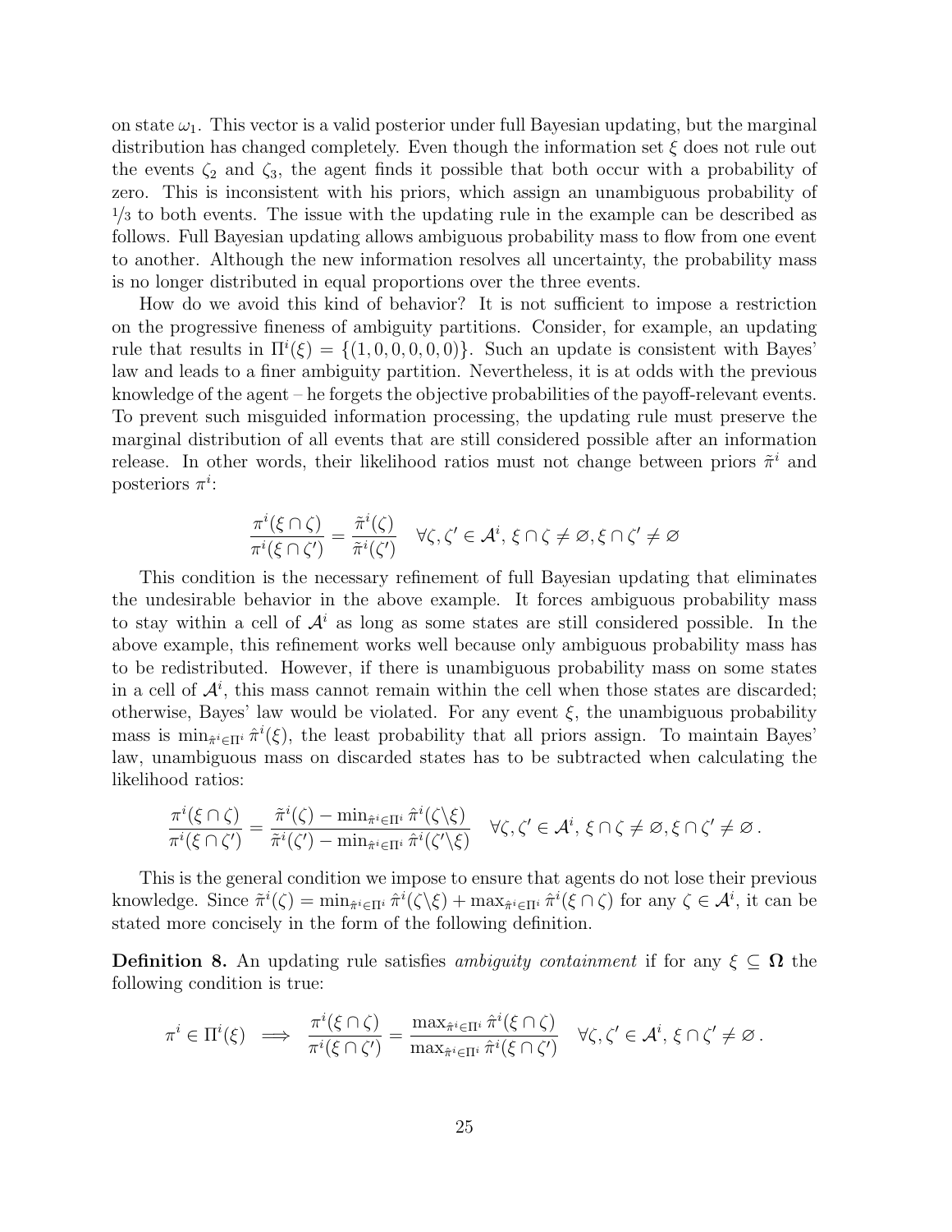on state $\omega_1$. This vector is a valid posterior under full Bayesian updating, but the marginal distribution has changed completely. Even though the information set $\xi$ does not rule out the events $\zeta_2$ and $\zeta_3$, the agent finds it possible that both occur with a probability of zero. This is inconsistent with his priors, which assign an unambiguous probability of $1/3$ to both events. The issue with the updating rule in the example can be described as follows. Full Bayesian updating allows ambiguous probability mass to flow from one event to another. Although the new information resolves all uncertainty, the probability mass is no longer distributed in equal proportions over the three events.

How do we avoid this kind of behavior? It is not sufficient to impose a restriction on the progressive fineness of ambiguity partitions. Consider, for example, an updating rule that results in $\Pi^i(\xi) = \{(1, 0, 0, 0, 0, 0)\}$. Such an update is consistent with Bayes' law and leads to a finer ambiguity partition. Nevertheless, it is at odds with the previous knowledge of the agent – he forgets the objective probabilities of the payoff-relevant events. To prevent such misguided information processing, the updating rule must preserve the marginal distribution of all events that are still considered possible after an information release. In other words, their likelihood ratios must not change between priors $\tilde{\pi}^i$ and posteriors $\pi^i$:

$$\frac{\pi^i(\xi \cap \zeta)}{\pi^i(\xi \cap \zeta')} = \frac{\tilde{\pi}^i(\zeta)}{\tilde{\pi}^i(\zeta')} \quad \forall \zeta, \zeta' \in \mathcal{A}^i,\, \xi \cap \zeta \neq \varnothing, \xi \cap \zeta' \neq \varnothing$$

This condition is the necessary refinement of full Bayesian updating that eliminates the undesirable behavior in the above example. It forces ambiguous probability mass to stay within a cell of $\mathcal{A}^i$ as long as some states are still considered possible. In the above example, this refinement works well because only ambiguous probability mass has to be redistributed. However, if there is unambiguous probability mass on some states in a cell of $\mathcal{A}^i$, this mass cannot remain within the cell when those states are discarded; otherwise, Bayes' law would be violated. For any event $\xi$, the unambiguous probability mass is $\min_{\hat{\pi}^i \in \Pi^i} \hat{\pi}^i(\xi)$, the least probability that all priors assign. To maintain Bayes' law, unambiguous mass on discarded states has to be subtracted when calculating the likelihood ratios:

$$\frac{\pi^i(\xi \cap \zeta)}{\pi^i(\xi \cap \zeta')} = \frac{\tilde{\pi}^i(\zeta) - \min_{\hat{\pi}^i \in \Pi^i} \hat{\pi}^i(\zeta \backslash \xi)}{\tilde{\pi}^i(\zeta') - \min_{\hat{\pi}^i \in \Pi^i} \hat{\pi}^i(\zeta' \backslash \xi)} \quad \forall \zeta, \zeta' \in \mathcal{A}^i,\, \xi \cap \zeta \neq \varnothing, \xi \cap \zeta' \neq \varnothing\,.$$

This is the general condition we impose to ensure that agents do not lose their previous knowledge. Since $\tilde{\pi}^i(\zeta) = \min_{\hat{\pi}^i \in \Pi^i} \hat{\pi}^i(\zeta \backslash \xi) + \max_{\hat{\pi}^i \in \Pi^i} \hat{\pi}^i(\xi \cap \zeta)$ for any $\zeta \in \mathcal{A}^i$, it can be stated more concisely in the form of the following definition.

**Definition 8.** An updating rule satisfies *ambiguity containment* if for any $\xi \subseteq \mathbf{\Omega}$ the following condition is true:

$$\pi^i \in \Pi^i(\xi) \implies \frac{\pi^i(\xi \cap \zeta)}{\pi^i(\xi \cap \zeta')} = \frac{\max_{\hat{\pi}^i \in \Pi^i} \hat{\pi}^i(\xi \cap \zeta)}{\max_{\hat{\pi}^i \in \Pi^i} \hat{\pi}^i(\xi \cap \zeta')} \quad \forall \zeta, \zeta' \in \mathcal{A}^i,\, \xi \cap \zeta' \neq \varnothing\,.$$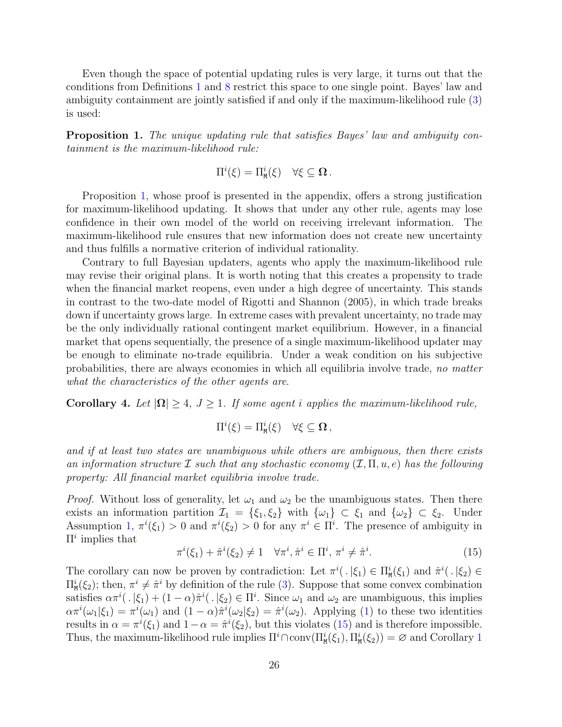Even though the space of potential updating rules is very large, it turns out that the conditions from Definitions 1 and 8 restrict this space to one single point. Bayes' law and ambiguity containment are jointly satisfied if and only if the maximum-likelihood rule (3) is used:

**Proposition 1.** *The unique updating rule that satisfies Bayes' law and ambiguity containment is the maximum-likelihood rule:*

$$\Pi^i(\xi) = \Pi^i_{\mathtt{M}}(\xi) \quad \forall \xi \subseteq \mathbf{\Omega}\,.$$

Proposition 1, whose proof is presented in the appendix, offers a strong justification for maximum-likelihood updating. It shows that under any other rule, agents may lose confidence in their own model of the world on receiving irrelevant information. The maximum-likelihood rule ensures that new information does not create new uncertainty and thus fulfills a normative criterion of individual rationality.

Contrary to full Bayesian updaters, agents who apply the maximum-likelihood rule may revise their original plans. It is worth noting that this creates a propensity to trade when the financial market reopens, even under a high degree of uncertainty. This stands in contrast to the two-date model of Rigotti and Shannon (2005), in which trade breaks down if uncertainty grows large. In extreme cases with prevalent uncertainty, no trade may be the only individually rational contingent market equilibrium. However, in a financial market that opens sequentially, the presence of a single maximum-likelihood updater may be enough to eliminate no-trade equilibria. Under a weak condition on his subjective probabilities, there are always economies in which all equilibria involve trade, *no matter what the characteristics of the other agents are.*

**Corollary 4.** *Let $|\mathbf{\Omega}| \geq 4$, $J \geq 1$. If some agent $i$ applies the maximum-likelihood rule,*

$$\Pi^i(\xi) = \Pi^i_{\mathtt{M}}(\xi) \quad \forall \xi \subseteq \mathbf{\Omega}\,,$$

*and if at least two states are unambiguous while others are ambiguous, then there exists an information structure $\mathcal{I}$ such that any stochastic economy $(\mathcal{I}, \Pi, u, e)$ has the following property: All financial market equilibria involve trade.*

*Proof.* Without loss of generality, let $\omega_1$ and $\omega_2$ be the unambiguous states. Then there exists an information partition $\mathcal{I}_1 = \{\xi_1, \xi_2\}$ with $\{\omega_1\} \subset \xi_1$ and $\{\omega_2\} \subset \xi_2$. Under Assumption 1, $\pi^i(\xi_1) > 0$ and $\pi^i(\xi_2) > 0$ for any $\pi^i \in \Pi^i$. The presence of ambiguity in $\Pi^i$ implies that

$$\pi^i(\xi_1) + \hat{\pi}^i(\xi_2) \neq 1 \quad \forall \pi^i, \hat{\pi}^i \in \Pi^i,\ \pi^i \neq \hat{\pi}^i. \tag{15}$$

The corollary can now be proven by contradiction: Let $\pi^i(\,.\,|\xi_1) \in \Pi^i_{\mathtt{M}}(\xi_1)$ and $\hat{\pi}^i(\,.\,|\xi_2) \in \Pi^i_{\mathtt{M}}(\xi_2)$; then, $\pi^i \neq \hat{\pi}^i$ by definition of the rule (3). Suppose that some convex combination satisfies $\alpha\pi^i(\,.\,|\xi_1) + (1-\alpha)\hat{\pi}^i(\,.\,|\xi_2) \in \Pi^i$. Since $\omega_1$ and $\omega_2$ are unambiguous, this implies $\alpha\pi^i(\omega_1|\xi_1) = \pi^i(\omega_1)$ and $(1-\alpha)\hat{\pi}^i(\omega_2|\xi_2) = \hat{\pi}^i(\omega_2)$. Applying (1) to these two identities results in $\alpha = \pi^i(\xi_1)$ and $1-\alpha = \hat{\pi}^i(\xi_2)$, but this violates (15) and is therefore impossible. Thus, the maximum-likelihood rule implies $\Pi^i \cap \mathrm{conv}(\Pi^i_{\mathtt{M}}(\xi_1), \Pi^i_{\mathtt{M}}(\xi_2)) = \varnothing$ and Corollary 1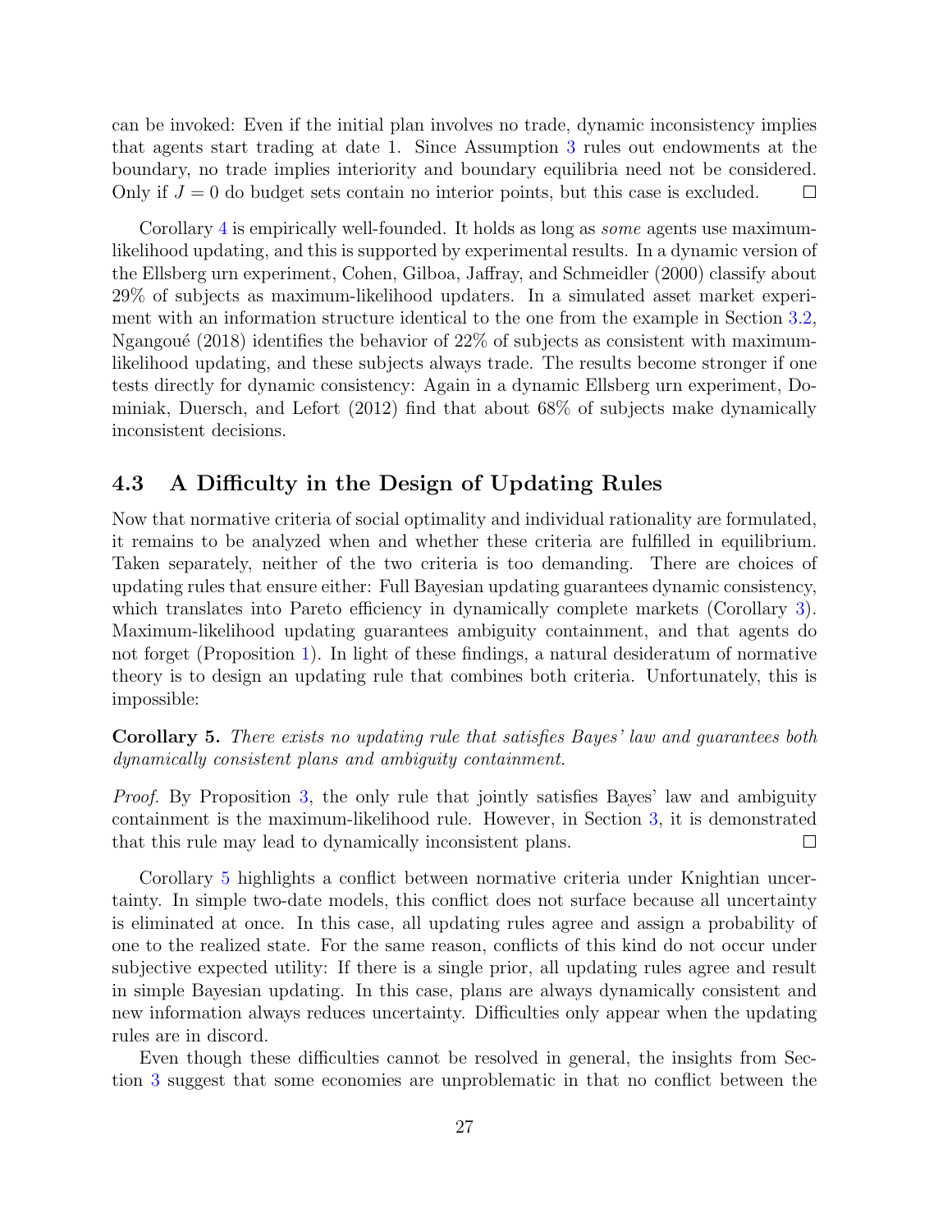can be invoked: Even if the initial plan involves no trade, dynamic inconsistency implies that agents start trading at date 1. Since Assumption 3 rules out endowments at the boundary, no trade implies interiority and boundary equilibria need not be considered. Only if $J = 0$ do budget sets contain no interior points, but this case is excluded. □

Corollary 4 is empirically well-founded. It holds as long as *some* agents use maximum-likelihood updating, and this is supported by experimental results. In a dynamic version of the Ellsberg urn experiment, Cohen, Gilboa, Jaffray, and Schmeidler (2000) classify about 29% of subjects as maximum-likelihood updaters. In a simulated asset market experiment with an information structure identical to the one from the example in Section 3.2, Ngangoué (2018) identifies the behavior of 22% of subjects as consistent with maximum-likelihood updating, and these subjects always trade. The results become stronger if one tests directly for dynamic consistency: Again in a dynamic Ellsberg urn experiment, Dominiak, Duersch, and Lefort (2012) find that about 68% of subjects make dynamically inconsistent decisions.

## 4.3 A Difficulty in the Design of Updating Rules

Now that normative criteria of social optimality and individual rationality are formulated, it remains to be analyzed when and whether these criteria are fulfilled in equilibrium. Taken separately, neither of the two criteria is too demanding. There are choices of updating rules that ensure either: Full Bayesian updating guarantees dynamic consistency, which translates into Pareto efficiency in dynamically complete markets (Corollary 3). Maximum-likelihood updating guarantees ambiguity containment, and that agents do not forget (Proposition 1). In light of these findings, a natural desideratum of normative theory is to design an updating rule that combines both criteria. Unfortunately, this is impossible:

**Corollary 5.** *There exists no updating rule that satisfies Bayes' law and guarantees both dynamically consistent plans and ambiguity containment.*

*Proof.* By Proposition 3, the only rule that jointly satisfies Bayes' law and ambiguity containment is the maximum-likelihood rule. However, in Section 3, it is demonstrated that this rule may lead to dynamically inconsistent plans. □

Corollary 5 highlights a conflict between normative criteria under Knightian uncertainty. In simple two-date models, this conflict does not surface because all uncertainty is eliminated at once. In this case, all updating rules agree and assign a probability of one to the realized state. For the same reason, conflicts of this kind do not occur under subjective expected utility: If there is a single prior, all updating rules agree and result in simple Bayesian updating. In this case, plans are always dynamically consistent and new information always reduces uncertainty. Difficulties only appear when the updating rules are in discord.

Even though these difficulties cannot be resolved in general, the insights from Section 3 suggest that some economies are unproblematic in that no conflict between the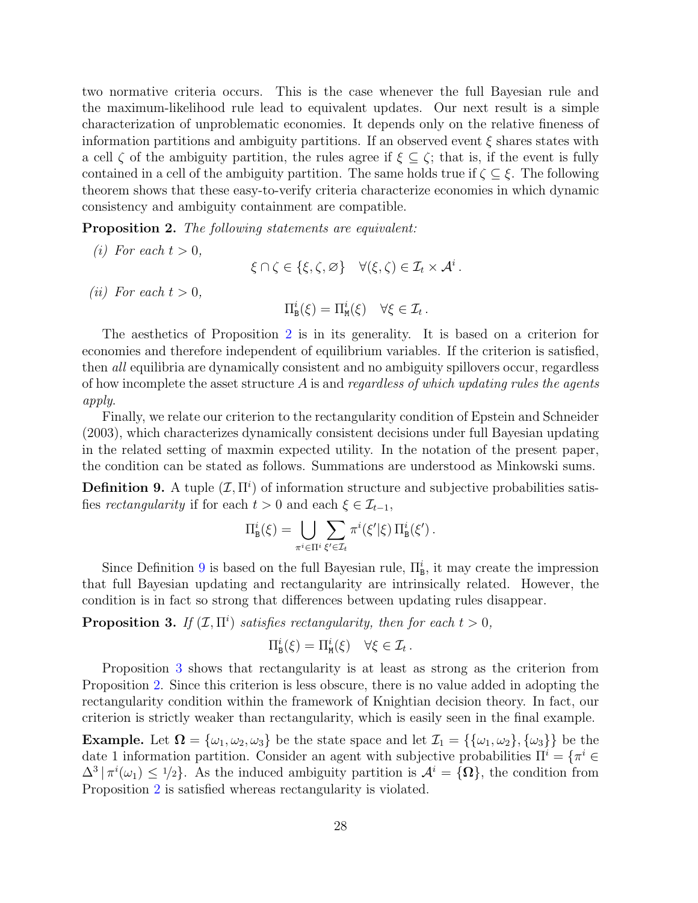two normative criteria occurs. This is the case whenever the full Bayesian rule and the maximum-likelihood rule lead to equivalent updates. Our next result is a simple characterization of unproblematic economies. It depends only on the relative fineness of information partitions and ambiguity partitions. If an observed event $\xi$ shares states with a cell $\zeta$ of the ambiguity partition, the rules agree if $\xi \subseteq \zeta$; that is, if the event is fully contained in a cell of the ambiguity partition. The same holds true if $\zeta \subseteq \xi$. The following theorem shows that these easy-to-verify criteria characterize economies in which dynamic consistency and ambiguity containment are compatible.

**Proposition 2.** *The following statements are equivalent:*

*(i) For each $t > 0$,*

$$\xi \cap \zeta \in \{\xi, \zeta, \varnothing\} \quad \forall (\xi, \zeta) \in \mathcal{I}_t \times \mathcal{A}^i .$$

*(ii) For each $t > 0$,*

$$\Pi^i_{\mathtt{B}}(\xi) = \Pi^i_{\mathtt{M}}(\xi) \quad \forall \xi \in \mathcal{I}_t .$$

The aesthetics of Proposition 2 is in its generality. It is based on a criterion for economies and therefore independent of equilibrium variables. If the criterion is satisfied, then *all* equilibria are dynamically consistent and no ambiguity spillovers occur, regardless of how incomplete the asset structure $A$ is and *regardless of which updating rules the agents apply.*

Finally, we relate our criterion to the rectangularity condition of Epstein and Schneider (2003), which characterizes dynamically consistent decisions under full Bayesian updating in the related setting of maxmin expected utility. In the notation of the present paper, the condition can be stated as follows. Summations are understood as Minkowski sums.

**Definition 9.** A tuple $(\mathcal{I}, \Pi^i)$ of information structure and subjective probabilities satisfies *rectangularity* if for each $t > 0$ and each $\xi \in \mathcal{I}_{t-1}$,

$$\Pi^i_{\mathtt{B}}(\xi) = \bigcup_{\pi^i \in \Pi^i} \sum_{\xi' \in \mathcal{I}_t} \pi^i(\xi' | \xi) \, \Pi^i_{\mathtt{B}}(\xi') .$$

Since Definition 9 is based on the full Bayesian rule, $\Pi^i_{\mathtt{B}}$, it may create the impression that full Bayesian updating and rectangularity are intrinsically related. However, the condition is in fact so strong that differences between updating rules disappear.

**Proposition 3.** *If $(\mathcal{I}, \Pi^i)$ satisfies rectangularity, then for each $t > 0$,*

$$\Pi^i_{\mathtt{B}}(\xi) = \Pi^i_{\mathtt{M}}(\xi) \quad \forall \xi \in \mathcal{I}_t .$$

Proposition 3 shows that rectangularity is at least as strong as the criterion from Proposition 2. Since this criterion is less obscure, there is no value added in adopting the rectangularity condition within the framework of Knightian decision theory. In fact, our criterion is strictly weaker than rectangularity, which is easily seen in the final example.

**Example.** Let $\boldsymbol{\Omega} = \{\omega_1, \omega_2, \omega_3\}$ be the state space and let $\mathcal{I}_1 = \{\{\omega_1, \omega_2\}, \{\omega_3\}\}$ be the date 1 information partition. Consider an agent with subjective probabilities $\Pi^i = \{\pi^i \in \Delta^3 \,|\, \pi^i(\omega_1) \leq 1/2\}$. As the induced ambiguity partition is $\mathcal{A}^i = \{\boldsymbol{\Omega}\}$, the condition from Proposition 2 is satisfied whereas rectangularity is violated.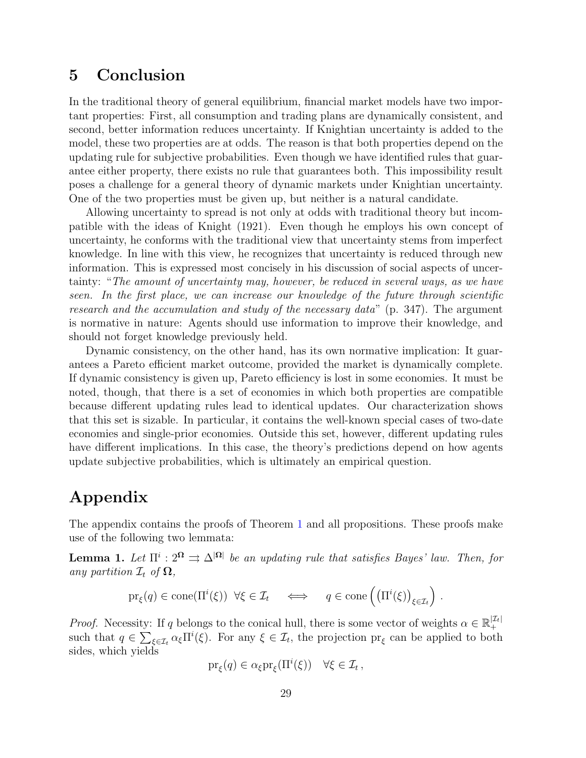# 5 Conclusion

In the traditional theory of general equilibrium, financial market models have two important properties: First, all consumption and trading plans are dynamically consistent, and second, better information reduces uncertainty. If Knightian uncertainty is added to the model, these two properties are at odds. The reason is that both properties depend on the updating rule for subjective probabilities. Even though we have identified rules that guarantee either property, there exists no rule that guarantees both. This impossibility result poses a challenge for a general theory of dynamic markets under Knightian uncertainty. One of the two properties must be given up, but neither is a natural candidate.

Allowing uncertainty to spread is not only at odds with traditional theory but incompatible with the ideas of Knight (1921). Even though he employs his own concept of uncertainty, he conforms with the traditional view that uncertainty stems from imperfect knowledge. In line with this view, he recognizes that uncertainty is reduced through new information. This is expressed most concisely in his discussion of social aspects of uncertainty: "*The amount of uncertainty may, however, be reduced in several ways, as we have seen. In the first place, we can increase our knowledge of the future through scientific research and the accumulation and study of the necessary data*" (p. 347). The argument is normative in nature: Agents should use information to improve their knowledge, and should not forget knowledge previously held.

Dynamic consistency, on the other hand, has its own normative implication: It guarantees a Pareto efficient market outcome, provided the market is dynamically complete. If dynamic consistency is given up, Pareto efficiency is lost in some economies. It must be noted, though, that there is a set of economies in which both properties are compatible because different updating rules lead to identical updates. Our characterization shows that this set is sizable. In particular, it contains the well-known special cases of two-date economies and single-prior economies. Outside this set, however, different updating rules have different implications. In this case, the theory's predictions depend on how agents update subjective probabilities, which is ultimately an empirical question.

# Appendix

The appendix contains the proofs of Theorem 1 and all propositions. These proofs make use of the following two lemmata:

**Lemma 1.** *Let $\Pi^i : 2^{\mathbf{\Omega}} \rightrightarrows \Delta^{|\mathbf{\Omega}|}$ be an updating rule that satisfies Bayes' law. Then, for any partition $\mathcal{I}_t$ of $\mathbf{\Omega}$,*

$$\mathrm{pr}_{\xi}(q) \in \mathrm{cone}(\Pi^i(\xi)) \;\; \forall \xi \in \mathcal{I}_t \quad \iff \quad q \in \mathrm{cone}\left(\left(\Pi^i(\xi)\right)_{\xi \in \mathcal{I}_t}\right) .$$

*Proof.* Necessity: If $q$ belongs to the conical hull, there is some vector of weights $\alpha \in \mathbb{R}_+^{|\mathcal{I}_t|}$ such that $q \in \sum_{\xi \in \mathcal{I}_t} \alpha_\xi \Pi^i(\xi)$. For any $\xi \in \mathcal{I}_t$, the projection $\mathrm{pr}_\xi$ can be applied to both sides, which yields

$$\mathrm{pr}_{\xi}(q) \in \alpha_\xi \mathrm{pr}_{\xi}(\Pi^i(\xi)) \quad \forall \xi \in \mathcal{I}_t \, ,$$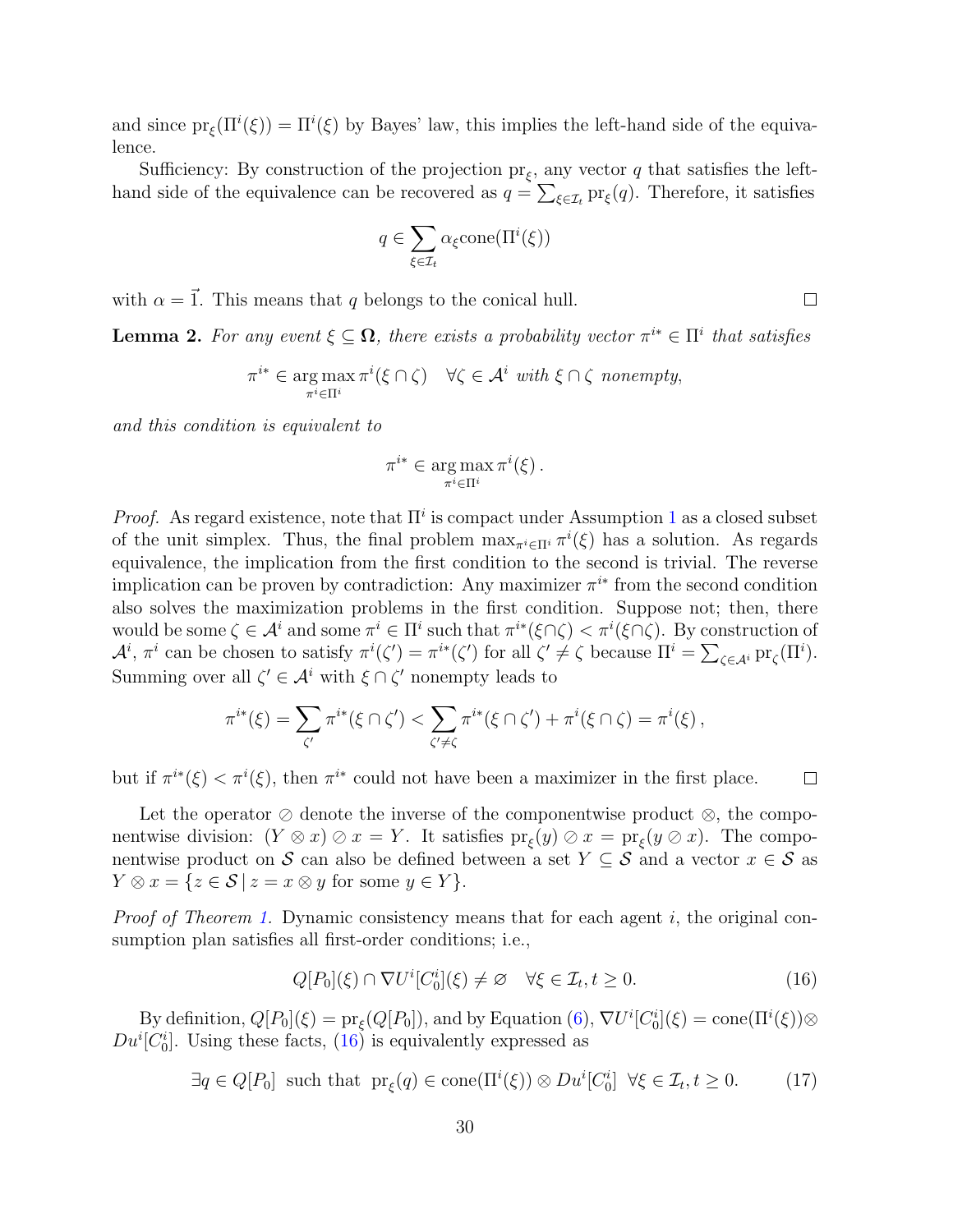and since $\text{pr}_\xi(\Pi^i(\xi)) = \Pi^i(\xi)$ by Bayes' law, this implies the left-hand side of the equivalence.

Sufficiency: By construction of the projection $\text{pr}_\xi$, any vector $q$ that satisfies the left-hand side of the equivalence can be recovered as $q = \sum_{\xi \in \mathcal{I}_t} \text{pr}_\xi(q)$. Therefore, it satisfies

$$q \in \sum_{\xi \in \mathcal{I}_t} \alpha_\xi \text{cone}(\Pi^i(\xi))$$

with $\alpha = \vec{1}$. This means that $q$ belongs to the conical hull. $\square$

**Lemma 2.** *For any event $\xi \subseteq \mathbf{\Omega}$, there exists a probability vector $\pi^{i*} \in \Pi^i$ that satisfies*

$$\pi^{i*} \in \arg\max_{\pi^i \in \Pi^i} \pi^i(\xi \cap \zeta) \quad \forall \zeta \in \mathcal{A}^i \text{ with } \xi \cap \zeta \text{ nonempty},$$

*and this condition is equivalent to*

$$\pi^{i*} \in \arg\max_{\pi^i \in \Pi^i} \pi^i(\xi)\,.$$

*Proof.* As regard existence, note that $\Pi^i$ is compact under Assumption 1 as a closed subset of the unit simplex. Thus, the final problem $\max_{\pi^i \in \Pi^i} \pi^i(\xi)$ has a solution. As regards equivalence, the implication from the first condition to the second is trivial. The reverse implication can be proven by contradiction: Any maximizer $\pi^{i*}$ from the second condition also solves the maximization problems in the first condition. Suppose not; then, there would be some $\zeta \in \mathcal{A}^i$ and some $\pi^i \in \Pi^i$ such that $\pi^{i*}(\xi \cap \zeta) < \pi^i(\xi \cap \zeta)$. By construction of $\mathcal{A}^i$, $\pi^i$ can be chosen to satisfy $\pi^i(\zeta') = \pi^{i*}(\zeta')$ for all $\zeta' \neq \zeta$ because $\Pi^i = \sum_{\zeta \in \mathcal{A}^i} \text{pr}_\zeta(\Pi^i)$. Summing over all $\zeta' \in \mathcal{A}^i$ with $\xi \cap \zeta'$ nonempty leads to

$$\pi^{i*}(\xi) = \sum_{\zeta'} \pi^{i*}(\xi \cap \zeta') < \sum_{\zeta' \neq \zeta} \pi^{i*}(\xi \cap \zeta') + \pi^i(\xi \cap \zeta) = \pi^i(\xi)\,,$$

but if $\pi^{i*}(\xi) < \pi^i(\xi)$, then $\pi^{i*}$ could not have been a maximizer in the first place. $\square$

Let the operator $\oslash$ denote the inverse of the componentwise product $\otimes$, the componentwise division: $(Y \otimes x) \oslash x = Y$. It satisfies $\text{pr}_\xi(y) \oslash x = \text{pr}_\xi(y \oslash x)$. The componentwise product on $\mathcal{S}$ can also be defined between a set $Y \subseteq \mathcal{S}$ and a vector $x \in \mathcal{S}$ as $Y \otimes x = \{z \in \mathcal{S} \,|\, z = x \otimes y \text{ for some } y \in Y\}$.

*Proof of Theorem 1.* Dynamic consistency means that for each agent $i$, the original consumption plan satisfies all first-order conditions; i.e.,

$$Q[P_0](\xi) \cap \nabla U^i[C_0^i](\xi) \neq \varnothing \quad \forall \xi \in \mathcal{I}_t, t \geq 0. \tag{16}$$

By definition, $Q[P_0](\xi) = \text{pr}_\xi(Q[P_0])$, and by Equation (6), $\nabla U^i[C_0^i](\xi) = \text{cone}(\Pi^i(\xi)) \otimes Du^i[C_0^i]$. Using these facts, (16) is equivalently expressed as

$$\exists q \in Q[P_0] \text{ such that } \text{pr}_\xi(q) \in \text{cone}(\Pi^i(\xi)) \otimes Du^i[C_0^i] \;\; \forall \xi \in \mathcal{I}_t, t \geq 0. \tag{17}$$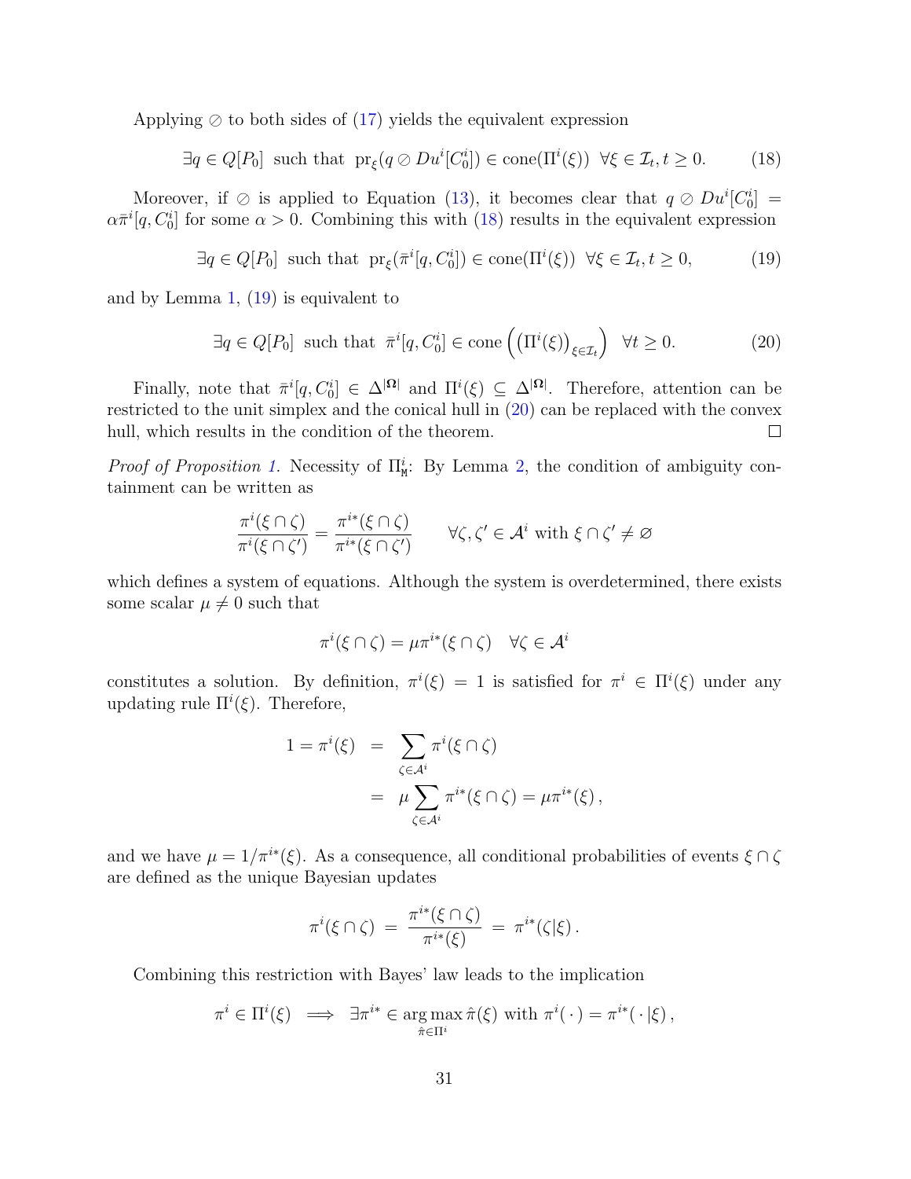Applying $\oslash$ to both sides of (17) yields the equivalent expression

$$\exists q \in Q[P_0] \text{ such that } \mathrm{pr}_\xi(q \oslash Du^i[C_0^i]) \in \mathrm{cone}(\Pi^i(\xi)) \;\; \forall \xi \in \mathcal{I}_t, t \geq 0. \tag{18}$$

Moreover, if $\oslash$ is applied to Equation (13), it becomes clear that $q \oslash Du^i[C_0^i] = \alpha \bar{\pi}^i[q, C_0^i]$ for some $\alpha > 0$. Combining this with (18) results in the equivalent expression

$$\exists q \in Q[P_0] \text{ such that } \mathrm{pr}_\xi(\bar{\pi}^i[q, C_0^i]) \in \mathrm{cone}(\Pi^i(\xi)) \;\; \forall \xi \in \mathcal{I}_t, t \geq 0, \tag{19}$$

and by Lemma 1, (19) is equivalent to

$$\exists q \in Q[P_0] \text{ such that } \bar{\pi}^i[q, C_0^i] \in \mathrm{cone}\left(\left(\Pi^i(\xi)\right)_{\xi \in \mathcal{I}_t}\right) \;\; \forall t \geq 0. \tag{20}$$

Finally, note that $\bar{\pi}^i[q, C_0^i] \in \Delta^{|\mathbf{\Omega}|}$ and $\Pi^i(\xi) \subseteq \Delta^{|\mathbf{\Omega}|}$. Therefore, attention can be restricted to the unit simplex and the conical hull in (20) can be replaced with the convex hull, which results in the condition of the theorem. $\square$

*Proof of Proposition 1.* Necessity of $\Pi^i_{\mathtt{M}}$: By Lemma 2, the condition of ambiguity containment can be written as

$$\frac{\pi^i(\xi \cap \zeta)}{\pi^i(\xi \cap \zeta')} = \frac{\pi^{i*}(\xi \cap \zeta)}{\pi^{i*}(\xi \cap \zeta')} \qquad \forall \zeta, \zeta' \in \mathcal{A}^i \text{ with } \xi \cap \zeta' \neq \varnothing$$

which defines a system of equations. Although the system is overdetermined, there exists some scalar $\mu \neq 0$ such that

$$\pi^i(\xi \cap \zeta) = \mu \pi^{i*}(\xi \cap \zeta) \quad \forall \zeta \in \mathcal{A}^i$$

constitutes a solution. By definition, $\pi^i(\xi) = 1$ is satisfied for $\pi^i \in \Pi^i(\xi)$ under any updating rule $\Pi^i(\xi)$. Therefore,

$$\begin{aligned} 1 = \pi^i(\xi) &= \sum_{\zeta \in \mathcal{A}^i} \pi^i(\xi \cap \zeta) \\ &= \mu \sum_{\zeta \in \mathcal{A}^i} \pi^{i*}(\xi \cap \zeta) = \mu \pi^{i*}(\xi)\,, \end{aligned}$$

and we have $\mu = 1/\pi^{i*}(\xi)$. As a consequence, all conditional probabilities of events $\xi \cap \zeta$ are defined as the unique Bayesian updates

$$\pi^i(\xi \cap \zeta) \;=\; \frac{\pi^{i*}(\xi \cap \zeta)}{\pi^{i*}(\xi)} \;=\; \pi^{i*}(\zeta | \xi)\,.$$

Combining this restriction with Bayes' law leads to the implication

$$\pi^i \in \Pi^i(\xi) \implies \exists \pi^{i*} \in \arg\max_{\hat{\pi} \in \Pi^i} \hat{\pi}(\xi) \text{ with } \pi^i(\,\cdot\,) = \pi^{i*}(\,\cdot\,|\xi)\,,$$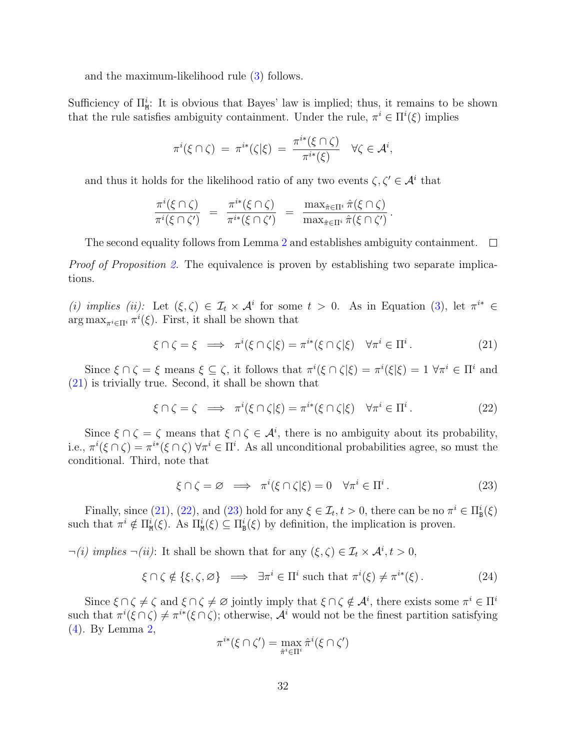and the maximum-likelihood rule (3) follows.

Sufficiency of $\Pi^i_{\mathtt{M}}$: It is obvious that Bayes' law is implied; thus, it remains to be shown that the rule satisfies ambiguity containment. Under the rule, $\pi^i \in \Pi^i(\xi)$ implies

$$\pi^i(\xi \cap \zeta) \;=\; \pi^{i*}(\zeta|\xi) \;=\; \frac{\pi^{i*}(\xi \cap \zeta)}{\pi^{i*}(\xi)} \quad \forall \zeta \in \mathcal{A}^i,$$

and thus it holds for the likelihood ratio of any two events $\zeta, \zeta' \in \mathcal{A}^i$ that

$$\frac{\pi^i(\xi \cap \zeta)}{\pi^i(\xi \cap \zeta')} \;=\; \frac{\pi^{i*}(\xi \cap \zeta)}{\pi^{i*}(\xi \cap \zeta')} \;=\; \frac{\max_{\hat{\pi} \in \Pi^i} \hat{\pi}(\xi \cap \zeta)}{\max_{\hat{\pi} \in \Pi^i} \hat{\pi}(\xi \cap \zeta')}\,.$$

The second equality follows from Lemma 2 and establishes ambiguity containment. $\square$

*Proof of Proposition 2.* The equivalence is proven by establishing two separate implications.

*(i) implies (ii):* Let $(\xi, \zeta) \in \mathcal{I}_t \times \mathcal{A}^i$ for some $t > 0$. As in Equation (3), let $\pi^{i*} \in \arg\max_{\pi^i \in \Pi^i} \pi^i(\xi)$. First, it shall be shown that

$$\xi \cap \zeta = \xi \implies \pi^i(\xi \cap \zeta|\xi) = \pi^{i*}(\xi \cap \zeta|\xi) \quad \forall \pi^i \in \Pi^i\,. \tag{21}$$

Since $\xi \cap \zeta = \xi$ means $\xi \subseteq \zeta$, it follows that $\pi^i(\xi \cap \zeta|\xi) = \pi^i(\xi|\xi) = 1 \;\forall \pi^i \in \Pi^i$ and (21) is trivially true. Second, it shall be shown that

$$\xi \cap \zeta = \zeta \implies \pi^i(\xi \cap \zeta|\xi) = \pi^{i*}(\xi \cap \zeta|\xi) \quad \forall \pi^i \in \Pi^i\,. \tag{22}$$

Since $\xi \cap \zeta = \zeta$ means that $\xi \cap \zeta \in \mathcal{A}^i$, there is no ambiguity about its probability, i.e., $\pi^i(\xi \cap \zeta) = \pi^{i*}(\xi \cap \zeta) \;\forall \pi^i \in \Pi^i$. As all unconditional probabilities agree, so must the conditional. Third, note that

$$\xi \cap \zeta = \varnothing \implies \pi^i(\xi \cap \zeta|\xi) = 0 \quad \forall \pi^i \in \Pi^i\,. \tag{23}$$

Finally, since (21), (22), and (23) hold for any $\xi \in \mathcal{I}_t, t > 0$, there can be no $\pi^i \in \Pi^i_{\mathtt{B}}(\xi)$ such that $\pi^i \notin \Pi^i_{\mathtt{M}}(\xi)$. As $\Pi^i_{\mathtt{M}}(\xi) \subseteq \Pi^i_{\mathtt{B}}(\xi)$ by definition, the implication is proven.

*$\neg$(i) implies $\neg$(ii):* It shall be shown that for any $(\xi, \zeta) \in \mathcal{I}_t \times \mathcal{A}^i, t > 0$,

$$\xi \cap \zeta \notin \{\xi, \zeta, \varnothing\} \implies \exists \pi^i \in \Pi^i \text{ such that } \pi^i(\xi) \neq \pi^{i*}(\xi)\,. \tag{24}$$

Since $\xi \cap \zeta \neq \zeta$ and $\xi \cap \zeta \neq \varnothing$ jointly imply that $\xi \cap \zeta \notin \mathcal{A}^i$, there exists some $\pi^i \in \Pi^i$ such that $\pi^i(\xi \cap \zeta) \neq \pi^{i*}(\xi \cap \zeta)$; otherwise, $\mathcal{A}^i$ would not be the finest partition satisfying (4). By Lemma 2,

$$\pi^{i*}(\xi \cap \zeta') = \max_{\hat{\pi}^i \in \Pi^i} \hat{\pi}^i(\xi \cap \zeta')$$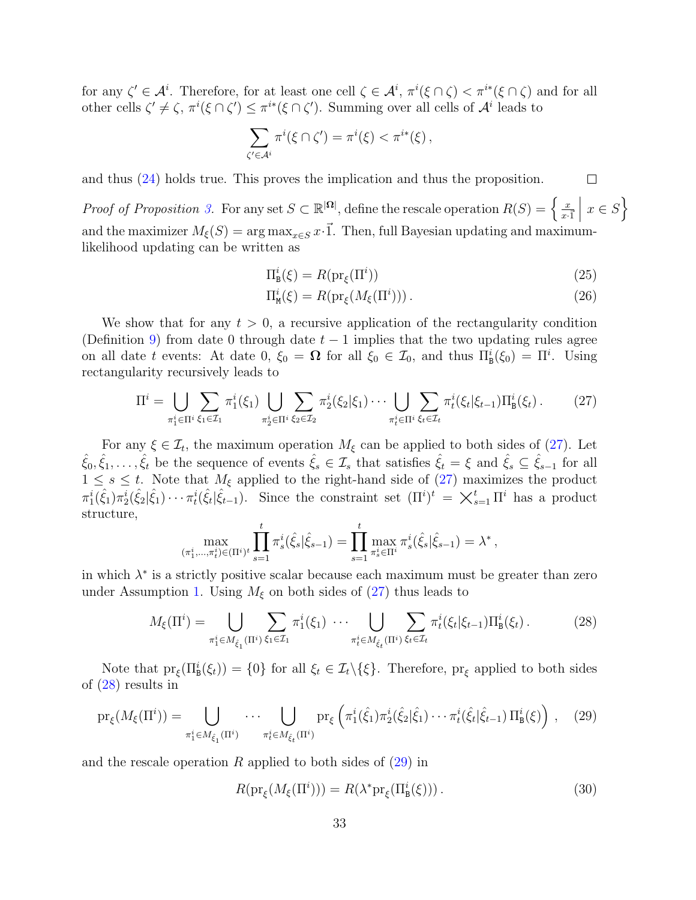for any $\zeta' \in \mathcal{A}^i$. Therefore, for at least one cell $\zeta \in \mathcal{A}^i$, $\pi^i(\xi \cap \zeta) < \pi^{i*}(\xi \cap \zeta)$ and for all other cells $\zeta' \neq \zeta$, $\pi^i(\xi \cap \zeta') \leq \pi^{i*}(\xi \cap \zeta')$. Summing over all cells of $\mathcal{A}^i$ leads to

$$\sum_{\zeta' \in \mathcal{A}^i} \pi^i(\xi \cap \zeta') = \pi^i(\xi) < \pi^{i*}(\xi)\,,$$

and thus (24) holds true. This proves the implication and thus the proposition. $\square$

*Proof of Proposition 3.* For any set $S \subset \mathbb{R}^{|\boldsymbol{\Omega}|}$, define the rescale operation $R(S) = \left\{ \frac{x}{x \cdot \vec{1}} \,\middle|\, x \in S \right\}$ and the maximizer $M_\xi(S) = \arg\max_{x \in S} x \cdot \vec{1}$. Then, full Bayesian updating and maximum-likelihood updating can be written as

$$\Pi^i_{\mathtt{B}}(\xi) = R(\mathrm{pr}_\xi(\Pi^i)) \tag{25}$$

$$\Pi^i_{\mathtt{M}}(\xi) = R(\mathrm{pr}_\xi(M_\xi(\Pi^i)))\,. \tag{26}$$

We show that for any $t > 0$, a recursive application of the rectangularity condition (Definition 9) from date 0 through date $t-1$ implies that the two updating rules agree on all date $t$ events: At date 0, $\xi_0 = \boldsymbol{\Omega}$ for all $\xi_0 \in \mathcal{I}_0$, and thus $\Pi^i_{\mathtt{B}}(\xi_0) = \Pi^i$. Using rectangularity recursively leads to

$$\Pi^i = \bigcup_{\pi^i_1 \in \Pi^i} \sum_{\xi_1 \in \mathcal{I}_1} \pi^i_1(\xi_1) \bigcup_{\pi^i_2 \in \Pi^i} \sum_{\xi_2 \in \mathcal{I}_2} \pi^i_2(\xi_2|\xi_1) \cdots \bigcup_{\pi^i_t \in \Pi^i} \sum_{\xi_t \in \mathcal{I}_t} \pi^i_t(\xi_t|\xi_{t-1}) \Pi^i_{\mathtt{B}}(\xi_t)\,. \tag{27}$$

For any $\xi \in \mathcal{I}_t$, the maximum operation $M_\xi$ can be applied to both sides of (27). Let $\hat{\xi}_0, \hat{\xi}_1, \ldots, \hat{\xi}_t$ be the sequence of events $\hat{\xi}_s \in \mathcal{I}_s$ that satisfies $\hat{\xi}_t = \xi$ and $\hat{\xi}_s \subseteq \hat{\xi}_{s-1}$ for all $1 \leq s \leq t$. Note that $M_\xi$ applied to the right-hand side of (27) maximizes the product $\pi^i_1(\hat{\xi}_1)\pi^i_2(\hat{\xi}_2|\hat{\xi}_1)\cdots\pi^i_t(\hat{\xi}_t|\hat{\xi}_{t-1})$. Since the constraint set $(\Pi^i)^t = \bigtimes_{s=1}^t \Pi^i$ has a product structure,

$$\max_{(\pi^i_1,\ldots,\pi^i_t) \in (\Pi^i)^t} \prod_{s=1}^t \pi^i_s(\hat{\xi}_s|\hat{\xi}_{s-1}) = \prod_{s=1}^t \max_{\pi^i_s \in \Pi^i} \pi^i_s(\hat{\xi}_s|\hat{\xi}_{s-1}) = \lambda^*\,,$$

in which $\lambda^*$ is a strictly positive scalar because each maximum must be greater than zero under Assumption 1. Using $M_\xi$ on both sides of (27) thus leads to

$$M_\xi(\Pi^i) = \bigcup_{\pi^i_1 \in M_{\hat{\xi}_1}(\Pi^i)} \sum_{\xi_1 \in \mathcal{I}_1} \pi^i_1(\xi_1) \;\cdots \bigcup_{\pi^i_t \in M_{\hat{\xi}_t}(\Pi^i)} \sum_{\xi_t \in \mathcal{I}_t} \pi^i_t(\xi_t|\xi_{t-1}) \Pi^i_{\mathtt{B}}(\xi_t)\,. \tag{28}$$

Note that $\mathrm{pr}_\xi(\Pi^i_{\mathtt{B}}(\xi_t)) = \{0\}$ for all $\xi_t \in \mathcal{I}_t \backslash \{\xi\}$. Therefore, $\mathrm{pr}_\xi$ applied to both sides of (28) results in

$$\mathrm{pr}_\xi(M_\xi(\Pi^i)) = \bigcup_{\pi^i_1 \in M_{\hat{\xi}_1}(\Pi^i)} \cdots \bigcup_{\pi^i_t \in M_{\hat{\xi}_t}(\Pi^i)} \mathrm{pr}_\xi\left(\pi^i_1(\hat{\xi}_1)\pi^i_2(\hat{\xi}_2|\hat{\xi}_1)\cdots\pi^i_t(\hat{\xi}_t|\hat{\xi}_{t-1})\,\Pi^i_{\mathtt{B}}(\xi)\right)\,, \tag{29}$$

and the rescale operation $R$ applied to both sides of (29) in

$$R(\mathrm{pr}_\xi(M_\xi(\Pi^i))) = R(\lambda^* \mathrm{pr}_\xi(\Pi^i_{\mathtt{B}}(\xi)))\,. \tag{30}$$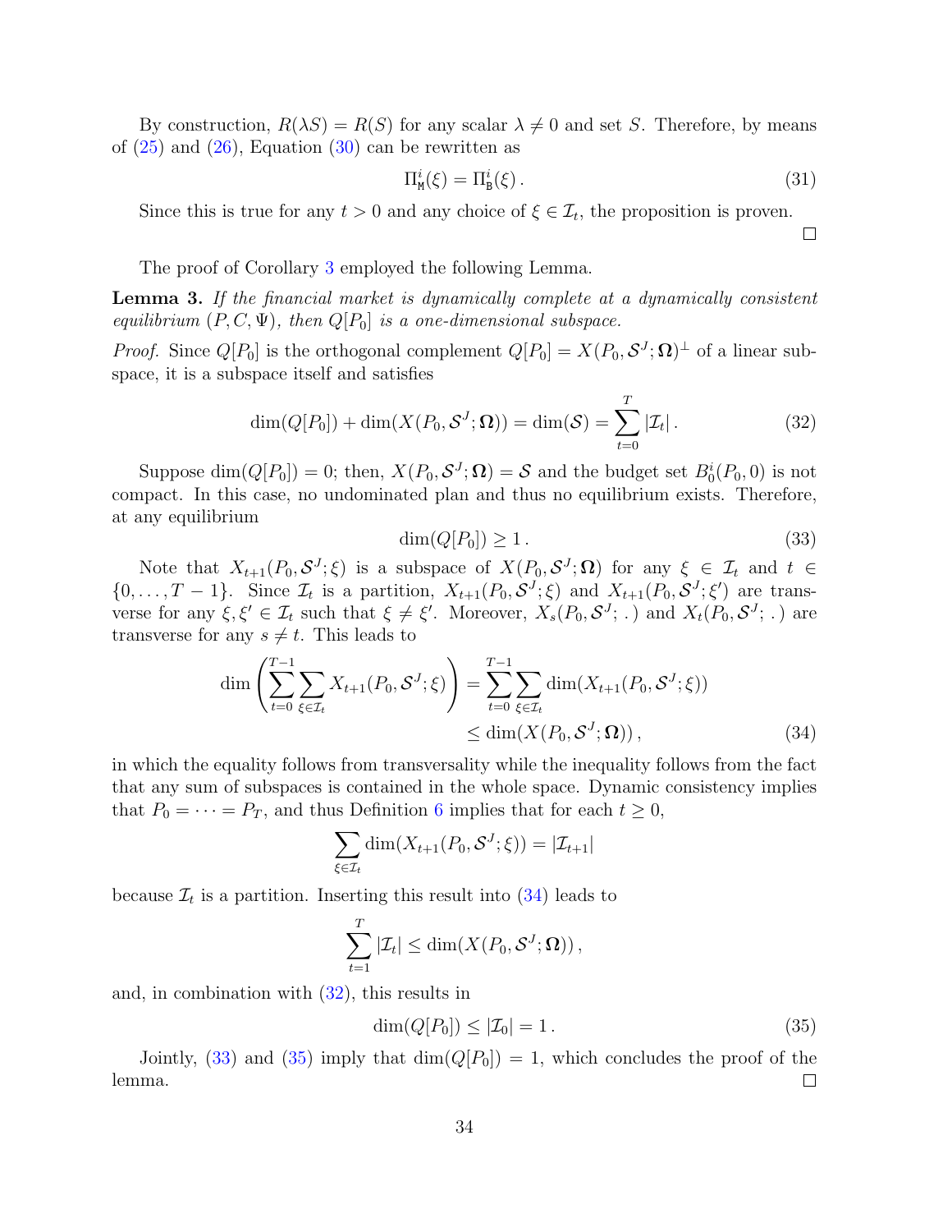By construction, $R(\lambda S) = R(S)$ for any scalar $\lambda \neq 0$ and set $S$. Therefore, by means of (25) and (26), Equation (30) can be rewritten as

$$\Pi^i_{\mathtt{M}}(\xi) = \Pi^i_{\mathtt{B}}(\xi)\,. \tag{31}$$

Since this is true for any $t > 0$ and any choice of $\xi \in \mathcal{I}_t$, the proposition is proven.

□

The proof of Corollary 3 employed the following Lemma.

**Lemma 3.** *If the financial market is dynamically complete at a dynamically consistent equilibrium $(P, C, \Psi)$, then $Q[P_0]$ is a one-dimensional subspace.*

*Proof.* Since $Q[P_0]$ is the orthogonal complement $Q[P_0] = X(P_0, \mathcal{S}^J; \mathbf{\Omega})^\perp$ of a linear subspace, it is a subspace itself and satisfies

$$\dim(Q[P_0]) + \dim(X(P_0, \mathcal{S}^J; \mathbf{\Omega})) = \dim(\mathcal{S}) = \sum_{t=0}^{T} |\mathcal{I}_t|\,. \tag{32}$$

Suppose $\dim(Q[P_0]) = 0$; then, $X(P_0, \mathcal{S}^J; \mathbf{\Omega}) = \mathcal{S}$ and the budget set $B^i_0(P_0, 0)$ is not compact. In this case, no undominated plan and thus no equilibrium exists. Therefore, at any equilibrium

$$\dim(Q[P_0]) \geq 1\,. \tag{33}$$

Note that $X_{t+1}(P_0, \mathcal{S}^J; \xi)$ is a subspace of $X(P_0, \mathcal{S}^J; \mathbf{\Omega})$ for any $\xi \in \mathcal{I}_t$ and $t \in \{0, \ldots, T-1\}$. Since $\mathcal{I}_t$ is a partition, $X_{t+1}(P_0, \mathcal{S}^J; \xi)$ and $X_{t+1}(P_0, \mathcal{S}^J; \xi')$ are transverse for any $\xi, \xi' \in \mathcal{I}_t$ such that $\xi \neq \xi'$. Moreover, $X_s(P_0, \mathcal{S}^J; \,.\,)$ and $X_t(P_0, \mathcal{S}^J; \,.\,)$ are transverse for any $s \neq t$. This leads to

$$\begin{aligned}\dim\left(\sum_{t=0}^{T-1}\sum_{\xi\in\mathcal{I}_t} X_{t+1}(P_0, \mathcal{S}^J; \xi)\right) &= \sum_{t=0}^{T-1}\sum_{\xi\in\mathcal{I}_t} \dim(X_{t+1}(P_0, \mathcal{S}^J; \xi)) \\ &\leq \dim(X(P_0, \mathcal{S}^J; \mathbf{\Omega}))\,,\end{aligned} \tag{34}$$

in which the equality follows from transversality while the inequality follows from the fact that any sum of subspaces is contained in the whole space. Dynamic consistency implies that $P_0 = \cdots = P_T$, and thus Definition 6 implies that for each $t \geq 0$,

$$\sum_{\xi\in\mathcal{I}_t} \dim(X_{t+1}(P_0, \mathcal{S}^J; \xi)) = |\mathcal{I}_{t+1}|$$

because $\mathcal{I}_t$ is a partition. Inserting this result into (34) leads to

$$\sum_{t=1}^{T} |\mathcal{I}_t| \leq \dim(X(P_0, \mathcal{S}^J; \mathbf{\Omega}))\,,$$

and, in combination with (32), this results in

$$\dim(Q[P_0]) \leq |\mathcal{I}_0| = 1\,. \tag{35}$$

Jointly, (33) and (35) imply that $\dim(Q[P_0]) = 1$, which concludes the proof of the lemma.

□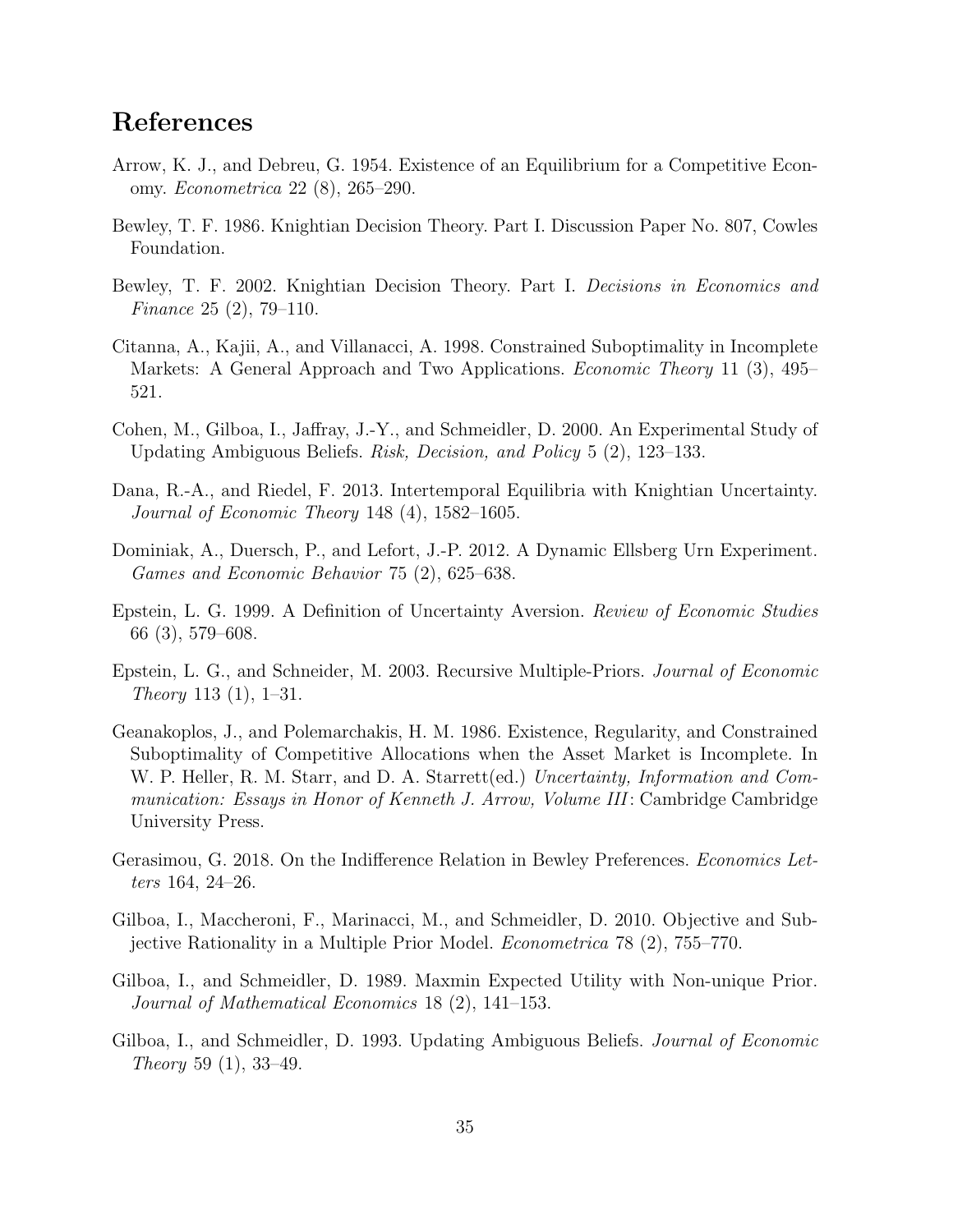## References

Arrow, K. J., and Debreu, G. 1954. Existence of an Equilibrium for a Competitive Economy. *Econometrica* 22 (8), 265–290.

Bewley, T. F. 1986. Knightian Decision Theory. Part I. Discussion Paper No. 807, Cowles Foundation.

Bewley, T. F. 2002. Knightian Decision Theory. Part I. *Decisions in Economics and Finance* 25 (2), 79–110.

Citanna, A., Kajii, A., and Villanacci, A. 1998. Constrained Suboptimality in Incomplete Markets: A General Approach and Two Applications. *Economic Theory* 11 (3), 495–521.

Cohen, M., Gilboa, I., Jaffray, J.-Y., and Schmeidler, D. 2000. An Experimental Study of Updating Ambiguous Beliefs. *Risk, Decision, and Policy* 5 (2), 123–133.

Dana, R.-A., and Riedel, F. 2013. Intertemporal Equilibria with Knightian Uncertainty. *Journal of Economic Theory* 148 (4), 1582–1605.

Dominiak, A., Duersch, P., and Lefort, J.-P. 2012. A Dynamic Ellsberg Urn Experiment. *Games and Economic Behavior* 75 (2), 625–638.

Epstein, L. G. 1999. A Definition of Uncertainty Aversion. *Review of Economic Studies* 66 (3), 579–608.

Epstein, L. G., and Schneider, M. 2003. Recursive Multiple-Priors. *Journal of Economic Theory* 113 (1), 1–31.

Geanakoplos, J., and Polemarchakis, H. M. 1986. Existence, Regularity, and Constrained Suboptimality of Competitive Allocations when the Asset Market is Incomplete. In W. P. Heller, R. M. Starr, and D. A. Starrett(ed.) *Uncertainty, Information and Communication: Essays in Honor of Kenneth J. Arrow, Volume III*: Cambridge Cambridge University Press.

Gerasimou, G. 2018. On the Indifference Relation in Bewley Preferences. *Economics Letters* 164, 24–26.

Gilboa, I., Maccheroni, F., Marinacci, M., and Schmeidler, D. 2010. Objective and Subjective Rationality in a Multiple Prior Model. *Econometrica* 78 (2), 755–770.

Gilboa, I., and Schmeidler, D. 1989. Maxmin Expected Utility with Non-unique Prior. *Journal of Mathematical Economics* 18 (2), 141–153.

Gilboa, I., and Schmeidler, D. 1993. Updating Ambiguous Beliefs. *Journal of Economic Theory* 59 (1), 33–49.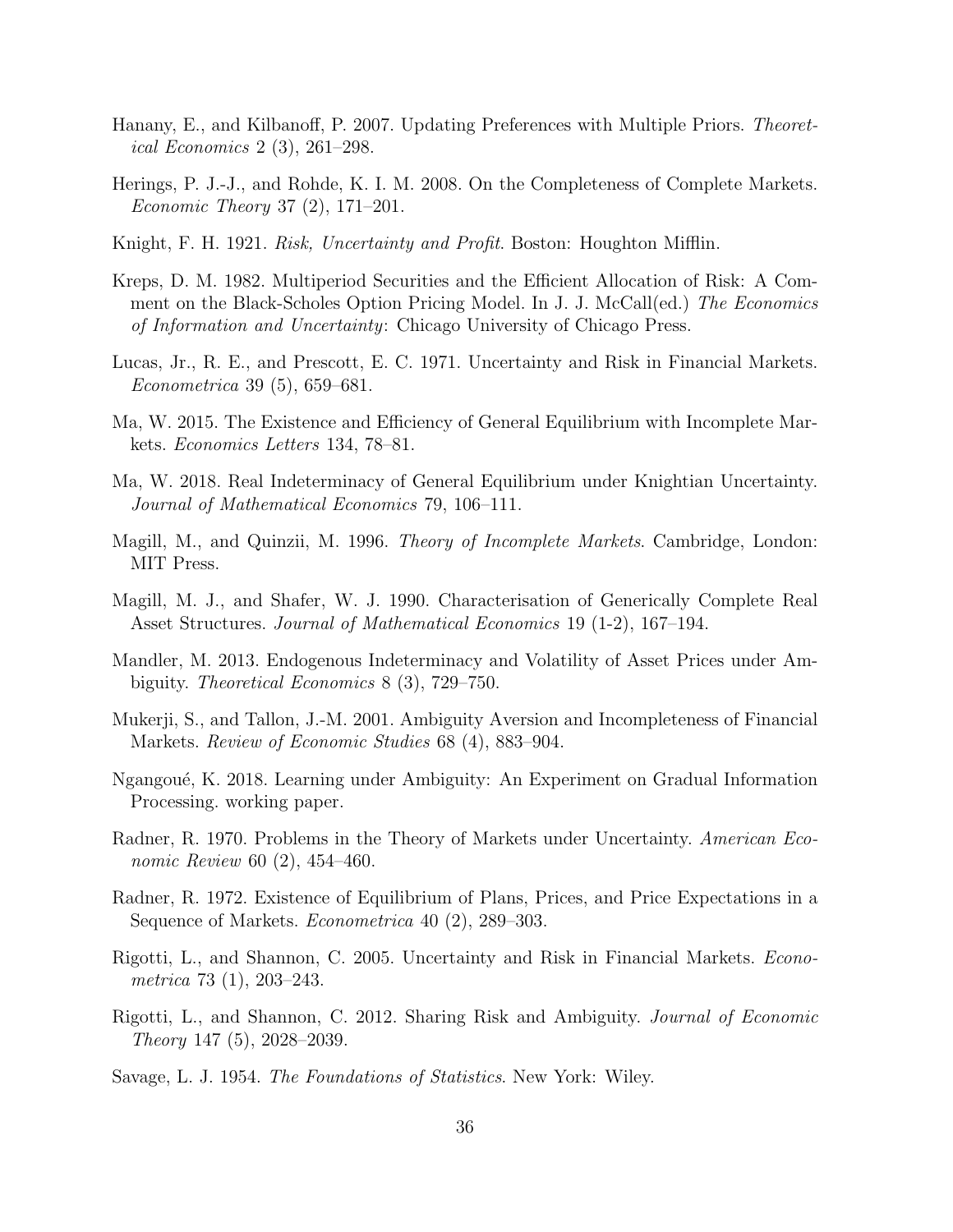Hanany, E., and Kilbanoff, P. 2007. Updating Preferences with Multiple Priors. *Theoretical Economics* 2 (3), 261–298.

Herings, P. J.-J., and Rohde, K. I. M. 2008. On the Completeness of Complete Markets. *Economic Theory* 37 (2), 171–201.

Knight, F. H. 1921. *Risk, Uncertainty and Profit*. Boston: Houghton Mifflin.

Kreps, D. M. 1982. Multiperiod Securities and the Efficient Allocation of Risk: A Comment on the Black-Scholes Option Pricing Model. In J. J. McCall(ed.) *The Economics of Information and Uncertainty*: Chicago University of Chicago Press.

Lucas, Jr., R. E., and Prescott, E. C. 1971. Uncertainty and Risk in Financial Markets. *Econometrica* 39 (5), 659–681.

Ma, W. 2015. The Existence and Efficiency of General Equilibrium with Incomplete Markets. *Economics Letters* 134, 78–81.

Ma, W. 2018. Real Indeterminacy of General Equilibrium under Knightian Uncertainty. *Journal of Mathematical Economics* 79, 106–111.

Magill, M., and Quinzii, M. 1996. *Theory of Incomplete Markets*. Cambridge, London: MIT Press.

Magill, M. J., and Shafer, W. J. 1990. Characterisation of Generically Complete Real Asset Structures. *Journal of Mathematical Economics* 19 (1-2), 167–194.

Mandler, M. 2013. Endogenous Indeterminacy and Volatility of Asset Prices under Ambiguity. *Theoretical Economics* 8 (3), 729–750.

Mukerji, S., and Tallon, J.-M. 2001. Ambiguity Aversion and Incompleteness of Financial Markets. *Review of Economic Studies* 68 (4), 883–904.

Ngangoué, K. 2018. Learning under Ambiguity: An Experiment on Gradual Information Processing. working paper.

Radner, R. 1970. Problems in the Theory of Markets under Uncertainty. *American Economic Review* 60 (2), 454–460.

Radner, R. 1972. Existence of Equilibrium of Plans, Prices, and Price Expectations in a Sequence of Markets. *Econometrica* 40 (2), 289–303.

Rigotti, L., and Shannon, C. 2005. Uncertainty and Risk in Financial Markets. *Econometrica* 73 (1), 203–243.

Rigotti, L., and Shannon, C. 2012. Sharing Risk and Ambiguity. *Journal of Economic Theory* 147 (5), 2028–2039.

Savage, L. J. 1954. *The Foundations of Statistics*. New York: Wiley.